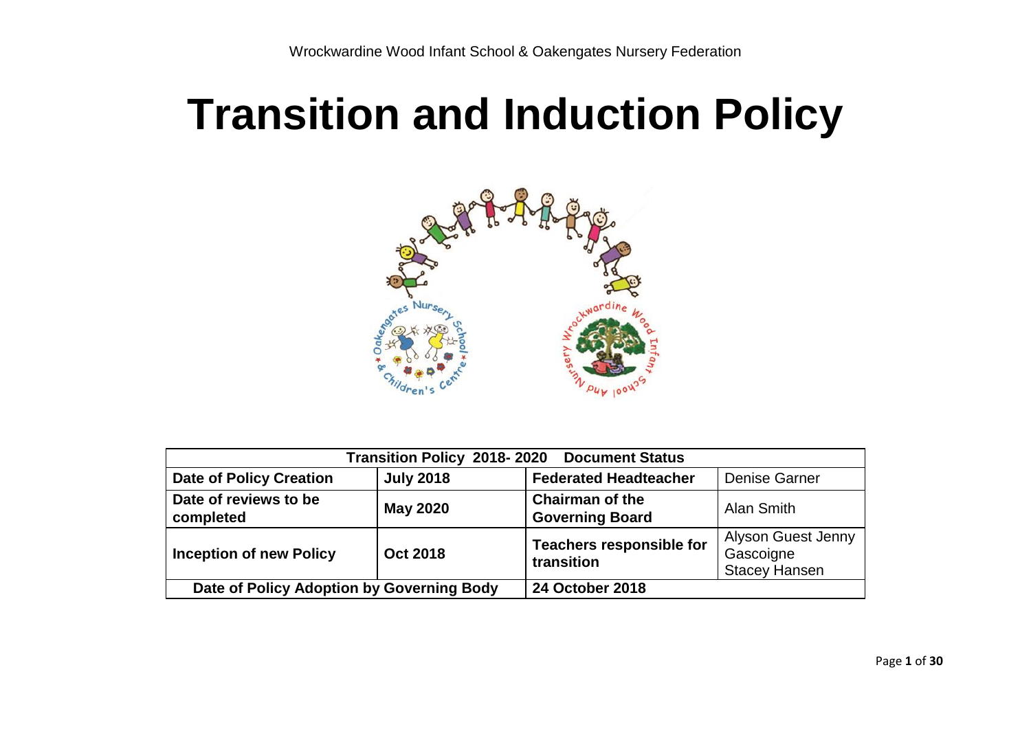Wrockwardine Wood Infant School & Oakengates Nursery Federation

# Transition and Induction Policy

| Transition Policy 2018- 2020 Document Status | | | |
|---|---|---|---|
| **Date of Policy Creation** | **July 2018** | **Federated Headteacher** | Denise Garner |
| **Date of reviews to be completed** | **May 2020** | **Chairman of the Governing Board** | Alan Smith |
| **Inception of new Policy** | **Oct 2018** | **Teachers responsible for transition** | Alyson Guest Jenny Gascoigne Stacey Hansen |
| **Date of Policy Adoption by Governing Body** | | **24 October 2018** | |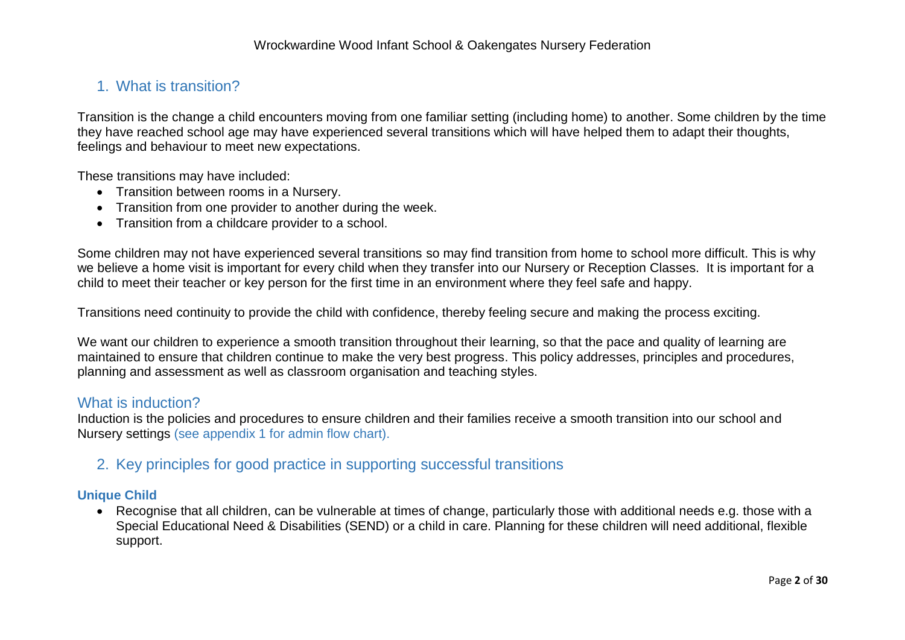## 1. What is transition?

Transition is the change a child encounters moving from one familiar setting (including home) to another. Some children by the time they have reached school age may have experienced several transitions which will have helped them to adapt their thoughts, feelings and behaviour to meet new expectations.

These transitions may have included:

- Transition between rooms in a Nursery.
- Transition from one provider to another during the week.
- Transition from a childcare provider to a school.

Some children may not have experienced several transitions so may find transition from home to school more difficult. This is why we believe a home visit is important for every child when they transfer into our Nursery or Reception Classes. It is important for a child to meet their teacher or key person for the first time in an environment where they feel safe and happy.

Transitions need continuity to provide the child with confidence, thereby feeling secure and making the process exciting.

We want our children to experience a smooth transition throughout their learning, so that the pace and quality of learning are maintained to ensure that children continue to make the very best progress. This policy addresses, principles and procedures, planning and assessment as well as classroom organisation and teaching styles.

## What is induction?

Induction is the policies and procedures to ensure children and their families receive a smooth transition into our school and Nursery settings (see appendix 1 for admin flow chart).

## 2. Key principles for good practice in supporting successful transitions

### Unique Child

- Recognise that all children, can be vulnerable at times of change, particularly those with additional needs e.g. those with a Special Educational Need & Disabilities (SEND) or a child in care. Planning for these children will need additional, flexible support.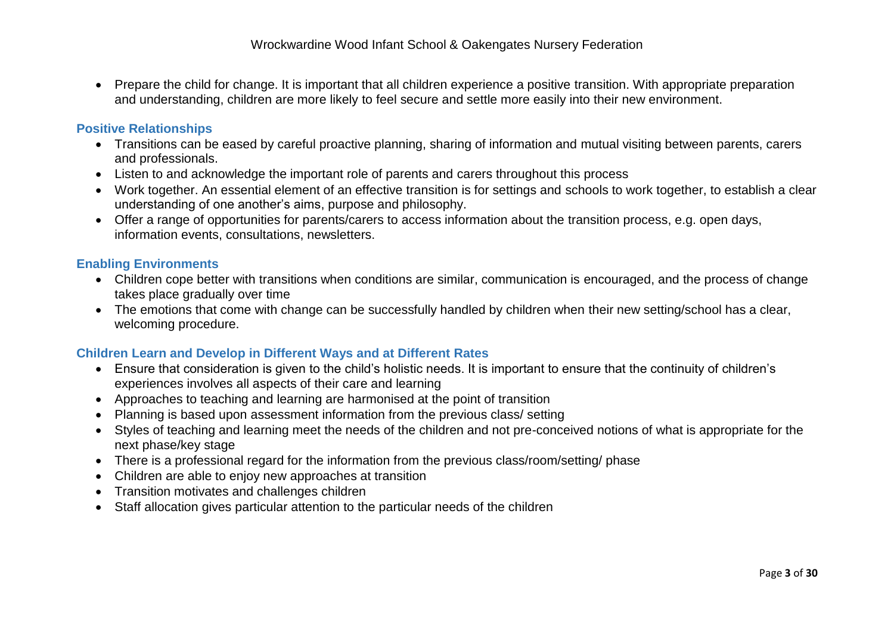- Prepare the child for change. It is important that all children experience a positive transition. With appropriate preparation and understanding, children are more likely to feel secure and settle more easily into their new environment.

### Positive Relationships

- Transitions can be eased by careful proactive planning, sharing of information and mutual visiting between parents, carers and professionals.
- Listen to and acknowledge the important role of parents and carers throughout this process
- Work together. An essential element of an effective transition is for settings and schools to work together, to establish a clear understanding of one another's aims, purpose and philosophy.
- Offer a range of opportunities for parents/carers to access information about the transition process, e.g. open days, information events, consultations, newsletters.

### Enabling Environments

- Children cope better with transitions when conditions are similar, communication is encouraged, and the process of change takes place gradually over time
- The emotions that come with change can be successfully handled by children when their new setting/school has a clear, welcoming procedure.

### Children Learn and Develop in Different Ways and at Different Rates

- Ensure that consideration is given to the child's holistic needs. It is important to ensure that the continuity of children's experiences involves all aspects of their care and learning
- Approaches to teaching and learning are harmonised at the point of transition
- Planning is based upon assessment information from the previous class/ setting
- Styles of teaching and learning meet the needs of the children and not pre-conceived notions of what is appropriate for the next phase/key stage
- There is a professional regard for the information from the previous class/room/setting/ phase
- Children are able to enjoy new approaches at transition
- Transition motivates and challenges children
- Staff allocation gives particular attention to the particular needs of the children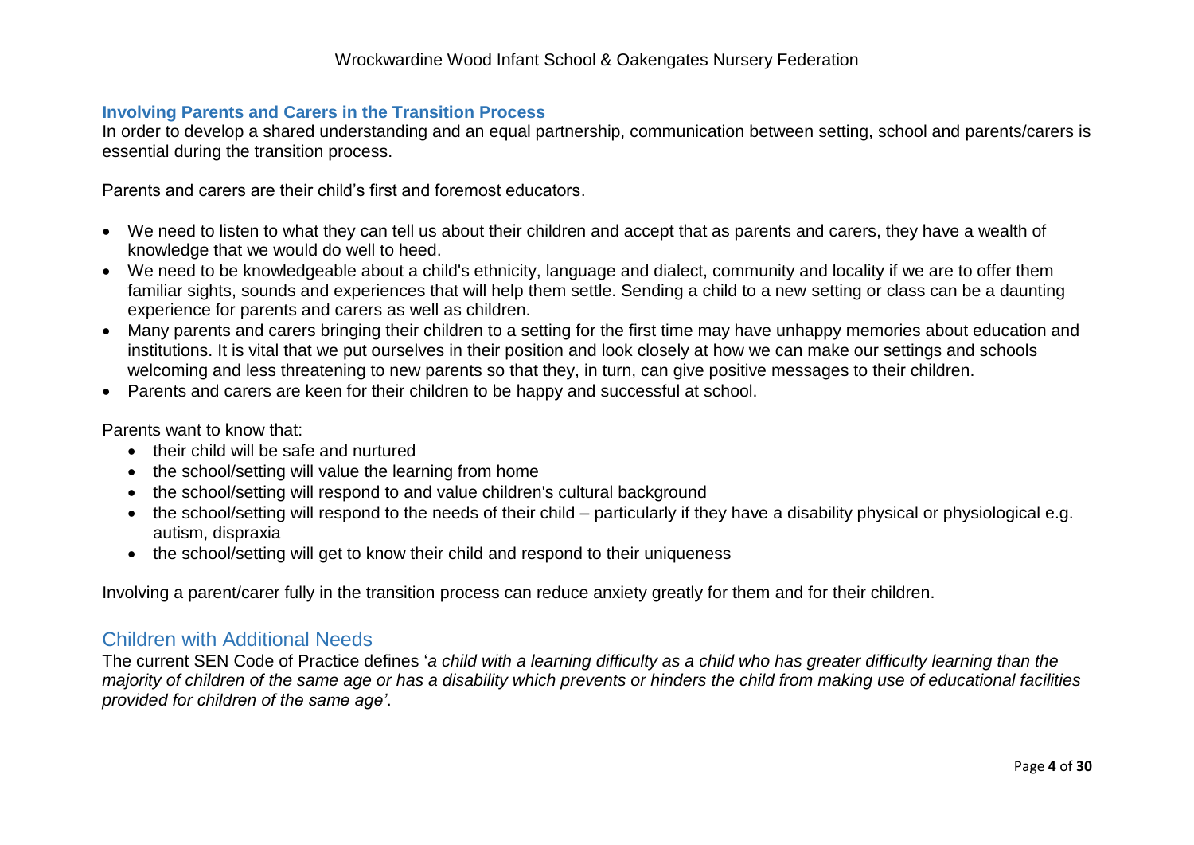### Involving Parents and Carers in the Transition Process

In order to develop a shared understanding and an equal partnership, communication between setting, school and parents/carers is essential during the transition process.

Parents and carers are their child's first and foremost educators.

- We need to listen to what they can tell us about their children and accept that as parents and carers, they have a wealth of knowledge that we would do well to heed.
- We need to be knowledgeable about a child's ethnicity, language and dialect, community and locality if we are to offer them familiar sights, sounds and experiences that will help them settle. Sending a child to a new setting or class can be a daunting experience for parents and carers as well as children.
- Many parents and carers bringing their children to a setting for the first time may have unhappy memories about education and institutions. It is vital that we put ourselves in their position and look closely at how we can make our settings and schools welcoming and less threatening to new parents so that they, in turn, can give positive messages to their children.
- Parents and carers are keen for their children to be happy and successful at school.

Parents want to know that:

- their child will be safe and nurtured
- the school/setting will value the learning from home
- the school/setting will respond to and value children's cultural background
- the school/setting will respond to the needs of their child – particularly if they have a disability physical or physiological e.g. autism, dispraxia
- the school/setting will get to know their child and respond to their uniqueness

Involving a parent/carer fully in the transition process can reduce anxiety greatly for them and for their children.

## Children with Additional Needs

The current SEN Code of Practice defines '*a child with a learning difficulty as a child who has greater difficulty learning than the majority of children of the same age or has a disability which prevents or hinders the child from making use of educational facilities provided for children of the same age'*.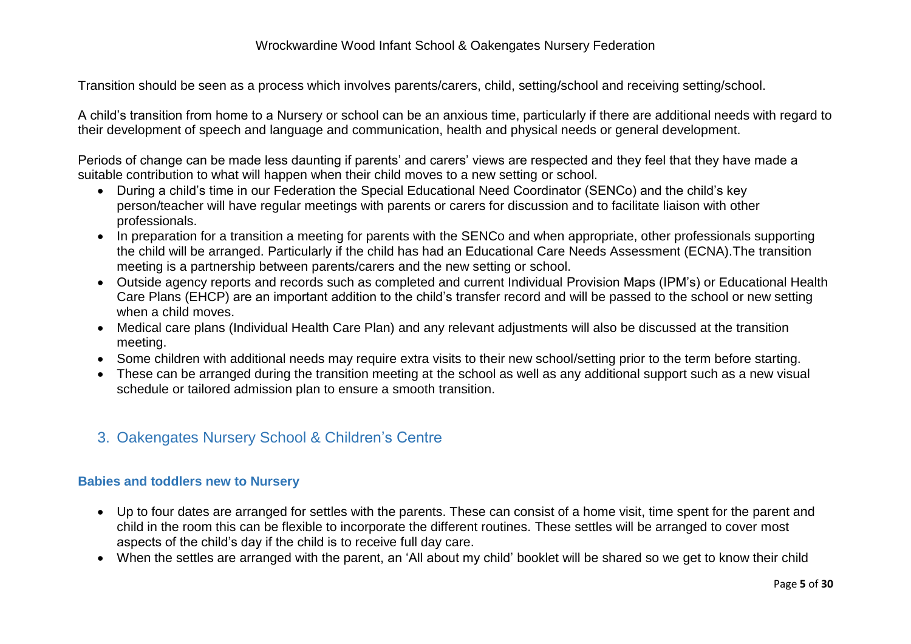Transition should be seen as a process which involves parents/carers, child, setting/school and receiving setting/school.

A child's transition from home to a Nursery or school can be an anxious time, particularly if there are additional needs with regard to their development of speech and language and communication, health and physical needs or general development.

Periods of change can be made less daunting if parents' and carers' views are respected and they feel that they have made a suitable contribution to what will happen when their child moves to a new setting or school.

- During a child's time in our Federation the Special Educational Need Coordinator (SENCo) and the child's key person/teacher will have regular meetings with parents or carers for discussion and to facilitate liaison with other professionals.
- In preparation for a transition a meeting for parents with the SENCo and when appropriate, other professionals supporting the child will be arranged. Particularly if the child has had an Educational Care Needs Assessment (ECNA).The transition meeting is a partnership between parents/carers and the new setting or school.
- Outside agency reports and records such as completed and current Individual Provision Maps (IPM's) or Educational Health Care Plans (EHCP) are an important addition to the child's transfer record and will be passed to the school or new setting when a child moves.
- Medical care plans (Individual Health Care Plan) and any relevant adjustments will also be discussed at the transition meeting.
- Some children with additional needs may require extra visits to their new school/setting prior to the term before starting.
- These can be arranged during the transition meeting at the school as well as any additional support such as a new visual schedule or tailored admission plan to ensure a smooth transition.

## 3. Oakengates Nursery School & Children's Centre

### Babies and toddlers new to Nursery

- Up to four dates are arranged for settles with the parents. These can consist of a home visit, time spent for the parent and child in the room this can be flexible to incorporate the different routines. These settles will be arranged to cover most aspects of the child's day if the child is to receive full day care.
- When the settles are arranged with the parent, an 'All about my child' booklet will be shared so we get to know their child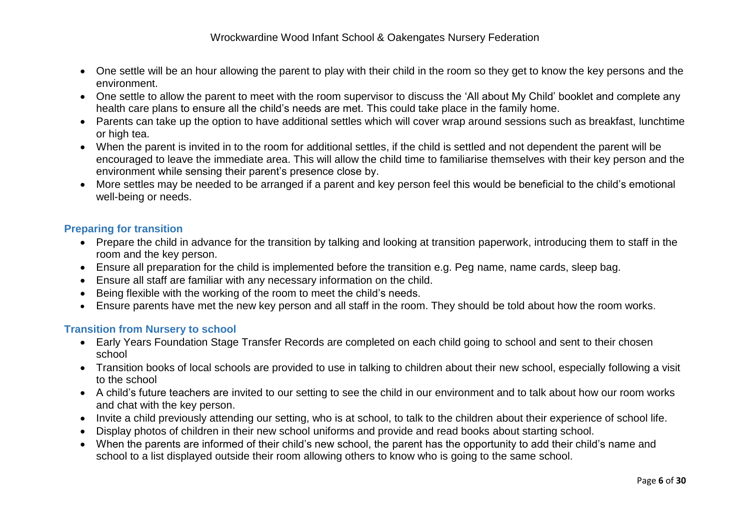- One settle will be an hour allowing the parent to play with their child in the room so they get to know the key persons and the environment.
- One settle to allow the parent to meet with the room supervisor to discuss the 'All about My Child' booklet and complete any health care plans to ensure all the child's needs are met. This could take place in the family home.
- Parents can take up the option to have additional settles which will cover wrap around sessions such as breakfast, lunchtime or high tea.
- When the parent is invited in to the room for additional settles, if the child is settled and not dependent the parent will be encouraged to leave the immediate area. This will allow the child time to familiarise themselves with their key person and the environment while sensing their parent's presence close by.
- More settles may be needed to be arranged if a parent and key person feel this would be beneficial to the child's emotional well-being or needs.

### Preparing for transition

- Prepare the child in advance for the transition by talking and looking at transition paperwork, introducing them to staff in the room and the key person.
- Ensure all preparation for the child is implemented before the transition e.g. Peg name, name cards, sleep bag.
- Ensure all staff are familiar with any necessary information on the child.
- Being flexible with the working of the room to meet the child's needs.
- Ensure parents have met the new key person and all staff in the room. They should be told about how the room works.

### Transition from Nursery to school

- Early Years Foundation Stage Transfer Records are completed on each child going to school and sent to their chosen school
- Transition books of local schools are provided to use in talking to children about their new school, especially following a visit to the school
- A child's future teachers are invited to our setting to see the child in our environment and to talk about how our room works and chat with the key person.
- Invite a child previously attending our setting, who is at school, to talk to the children about their experience of school life.
- Display photos of children in their new school uniforms and provide and read books about starting school.
- When the parents are informed of their child's new school, the parent has the opportunity to add their child's name and school to a list displayed outside their room allowing others to know who is going to the same school.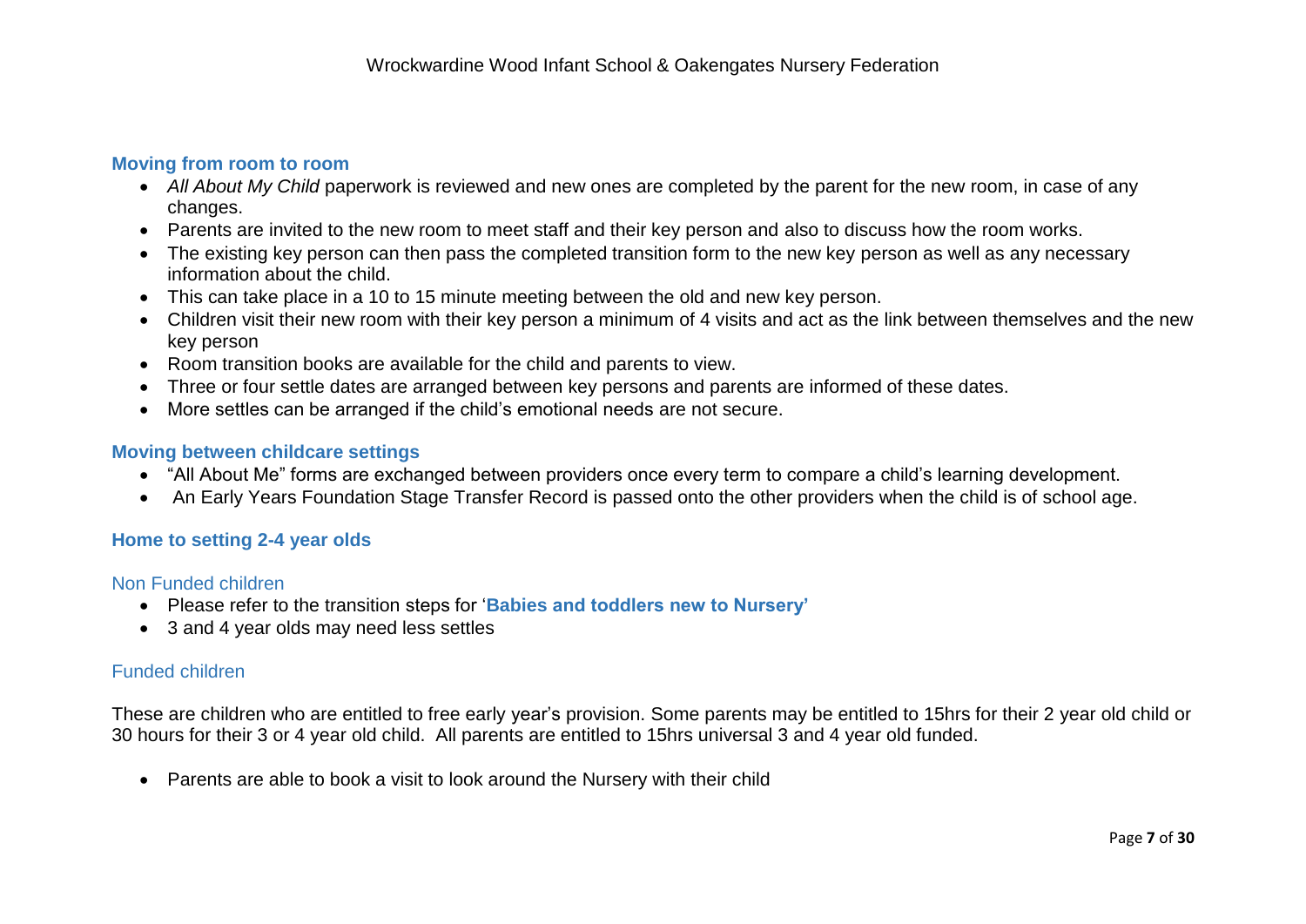### Moving from room to room

- *All About My Child* paperwork is reviewed and new ones are completed by the parent for the new room, in case of any changes.
- Parents are invited to the new room to meet staff and their key person and also to discuss how the room works.
- The existing key person can then pass the completed transition form to the new key person as well as any necessary information about the child.
- This can take place in a 10 to 15 minute meeting between the old and new key person.
- Children visit their new room with their key person a minimum of 4 visits and act as the link between themselves and the new key person
- Room transition books are available for the child and parents to view.
- Three or four settle dates are arranged between key persons and parents are informed of these dates.
- More settles can be arranged if the child's emotional needs are not secure.

### Moving between childcare settings

- "All About Me" forms are exchanged between providers once every term to compare a child's learning development.
- An Early Years Foundation Stage Transfer Record is passed onto the other providers when the child is of school age.

### Home to setting 2-4 year olds

#### Non Funded children

- Please refer to the transition steps for '**Babies and toddlers new to Nursery'**
- 3 and 4 year olds may need less settles

#### Funded children

These are children who are entitled to free early year's provision. Some parents may be entitled to 15hrs for their 2 year old child or 30 hours for their 3 or 4 year old child. All parents are entitled to 15hrs universal 3 and 4 year old funded.

- Parents are able to book a visit to look around the Nursery with their child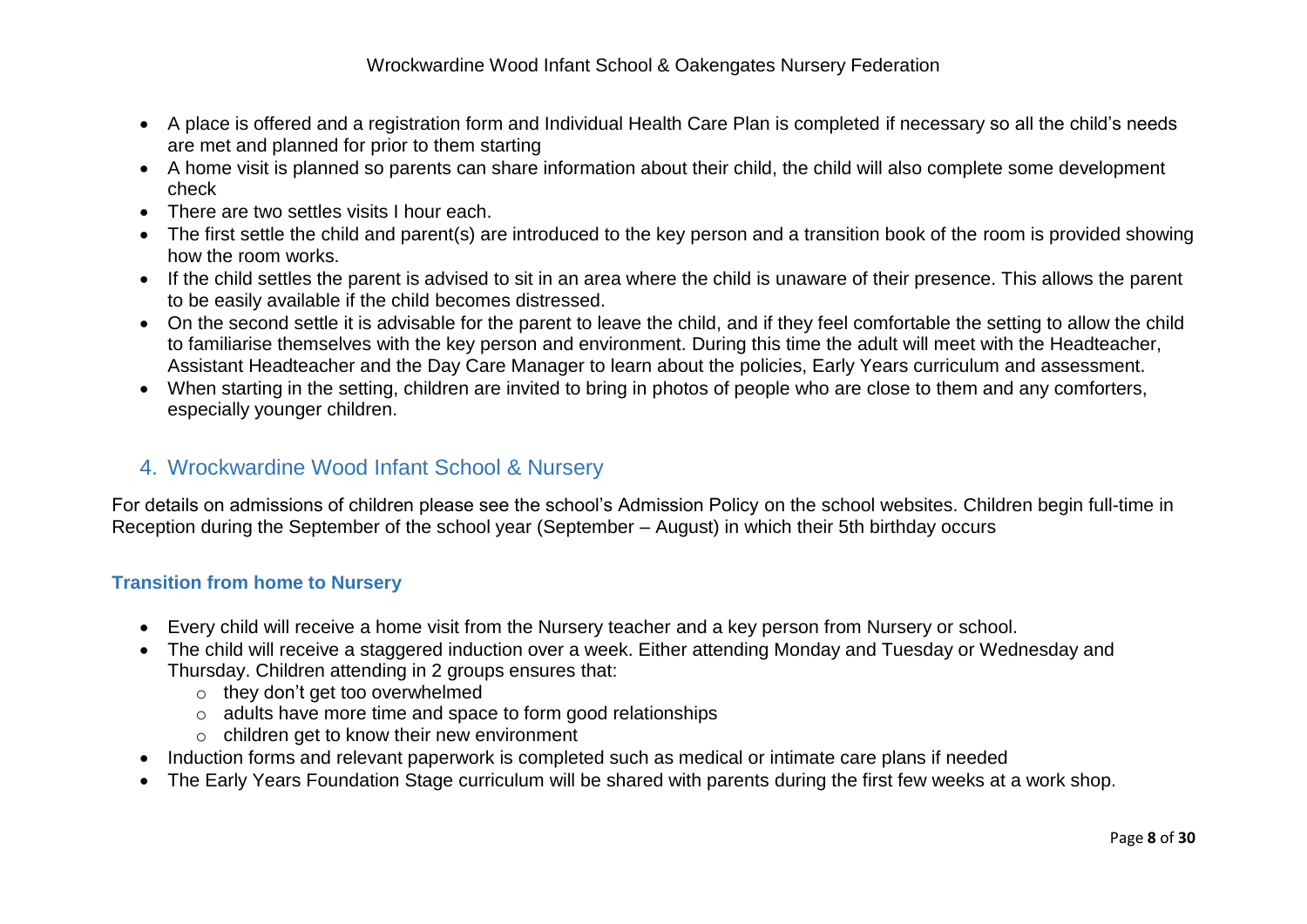- A place is offered and a registration form and Individual Health Care Plan is completed if necessary so all the child's needs are met and planned for prior to them starting
- A home visit is planned so parents can share information about their child, the child will also complete some development check
- There are two settles visits I hour each.
- The first settle the child and parent(s) are introduced to the key person and a transition book of the room is provided showing how the room works.
- If the child settles the parent is advised to sit in an area where the child is unaware of their presence. This allows the parent to be easily available if the child becomes distressed.
- On the second settle it is advisable for the parent to leave the child, and if they feel comfortable the setting to allow the child to familiarise themselves with the key person and environment. During this time the adult will meet with the Headteacher, Assistant Headteacher and the Day Care Manager to learn about the policies, Early Years curriculum and assessment.
- When starting in the setting, children are invited to bring in photos of people who are close to them and any comforters, especially younger children.

## 4. Wrockwardine Wood Infant School & Nursery

For details on admissions of children please see the school's Admission Policy on the school websites. Children begin full-time in Reception during the September of the school year (September – August) in which their 5th birthday occurs

### Transition from home to Nursery

- Every child will receive a home visit from the Nursery teacher and a key person from Nursery or school.
- The child will receive a staggered induction over a week. Either attending Monday and Tuesday or Wednesday and Thursday. Children attending in 2 groups ensures that:
  - they don't get too overwhelmed
  - adults have more time and space to form good relationships
  - children get to know their new environment
- Induction forms and relevant paperwork is completed such as medical or intimate care plans if needed
- The Early Years Foundation Stage curriculum will be shared with parents during the first few weeks at a work shop.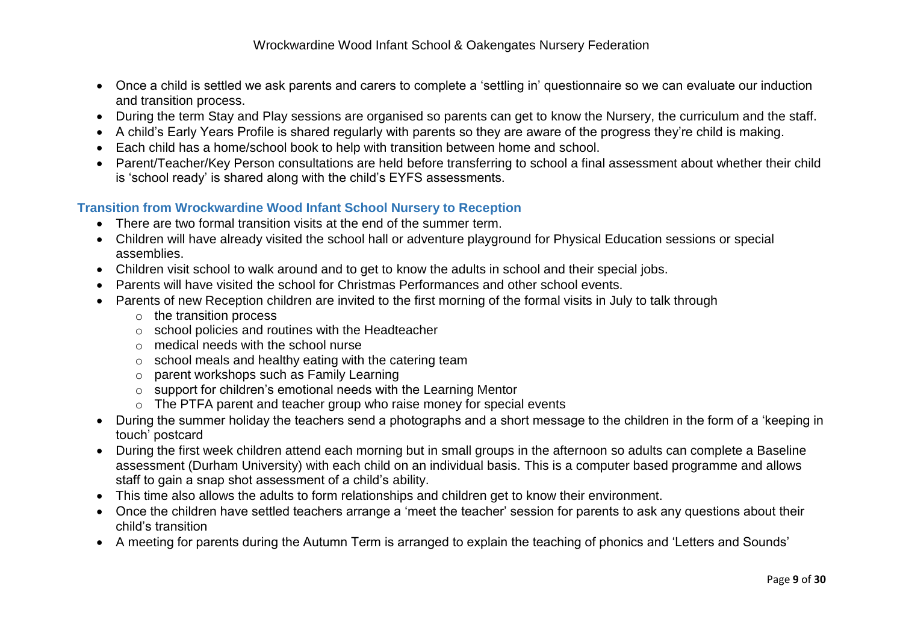- Once a child is settled we ask parents and carers to complete a 'settling in' questionnaire so we can evaluate our induction and transition process.
- During the term Stay and Play sessions are organised so parents can get to know the Nursery, the curriculum and the staff.
- A child's Early Years Profile is shared regularly with parents so they are aware of the progress they're child is making.
- Each child has a home/school book to help with transition between home and school.
- Parent/Teacher/Key Person consultations are held before transferring to school a final assessment about whether their child is 'school ready' is shared along with the child's EYFS assessments.

### Transition from Wrockwardine Wood Infant School Nursery to Reception

- There are two formal transition visits at the end of the summer term.
- Children will have already visited the school hall or adventure playground for Physical Education sessions or special assemblies.
- Children visit school to walk around and to get to know the adults in school and their special jobs.
- Parents will have visited the school for Christmas Performances and other school events.
- Parents of new Reception children are invited to the first morning of the formal visits in July to talk through
  - the transition process
  - school policies and routines with the Headteacher
  - medical needs with the school nurse
  - school meals and healthy eating with the catering team
  - parent workshops such as Family Learning
  - support for children's emotional needs with the Learning Mentor
  - The PTFA parent and teacher group who raise money for special events
- During the summer holiday the teachers send a photographs and a short message to the children in the form of a 'keeping in touch' postcard
- During the first week children attend each morning but in small groups in the afternoon so adults can complete a Baseline assessment (Durham University) with each child on an individual basis. This is a computer based programme and allows staff to gain a snap shot assessment of a child's ability.
- This time also allows the adults to form relationships and children get to know their environment.
- Once the children have settled teachers arrange a 'meet the teacher' session for parents to ask any questions about their child's transition
- A meeting for parents during the Autumn Term is arranged to explain the teaching of phonics and 'Letters and Sounds'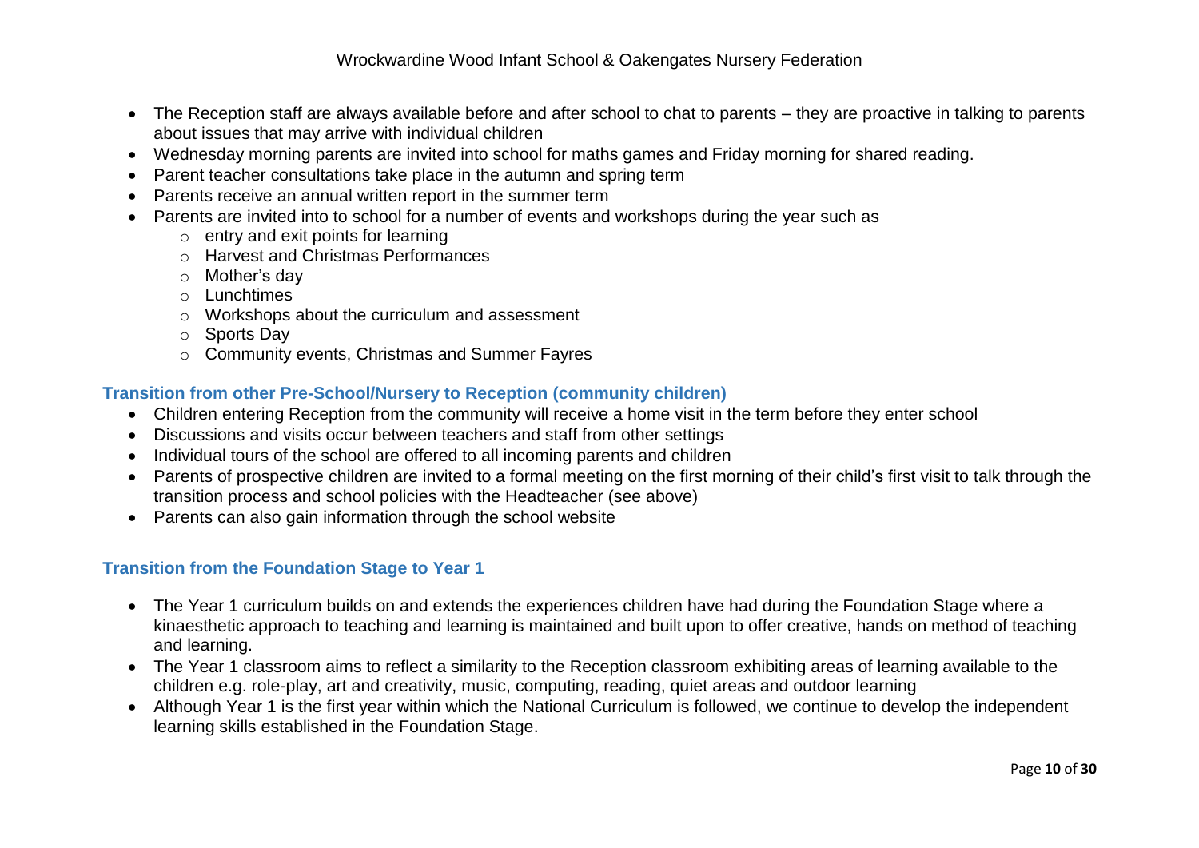- The Reception staff are always available before and after school to chat to parents – they are proactive in talking to parents about issues that may arrive with individual children
- Wednesday morning parents are invited into school for maths games and Friday morning for shared reading.
- Parent teacher consultations take place in the autumn and spring term
- Parents receive an annual written report in the summer term
- Parents are invited into to school for a number of events and workshops during the year such as
  - entry and exit points for learning
  - Harvest and Christmas Performances
  - Mother's day
  - Lunchtimes
  - Workshops about the curriculum and assessment
  - Sports Day
  - Community events, Christmas and Summer Fayres

### Transition from other Pre-School/Nursery to Reception (community children)

- Children entering Reception from the community will receive a home visit in the term before they enter school
- Discussions and visits occur between teachers and staff from other settings
- Individual tours of the school are offered to all incoming parents and children
- Parents of prospective children are invited to a formal meeting on the first morning of their child's first visit to talk through the transition process and school policies with the Headteacher (see above)
- Parents can also gain information through the school website

### Transition from the Foundation Stage to Year 1

- The Year 1 curriculum builds on and extends the experiences children have had during the Foundation Stage where a kinaesthetic approach to teaching and learning is maintained and built upon to offer creative, hands on method of teaching and learning.
- The Year 1 classroom aims to reflect a similarity to the Reception classroom exhibiting areas of learning available to the children e.g. role-play, art and creativity, music, computing, reading, quiet areas and outdoor learning
- Although Year 1 is the first year within which the National Curriculum is followed, we continue to develop the independent learning skills established in the Foundation Stage.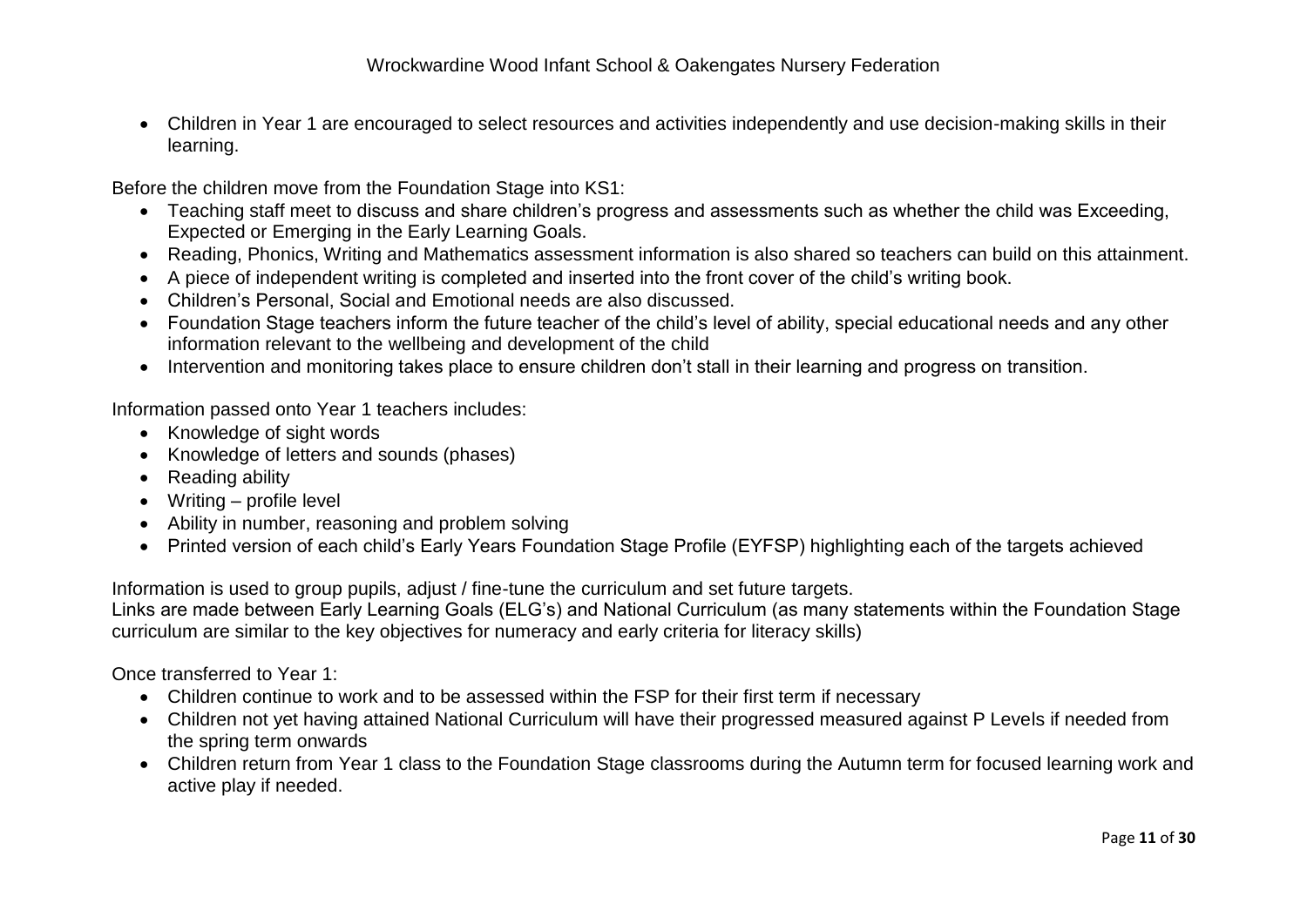- Children in Year 1 are encouraged to select resources and activities independently and use decision-making skills in their learning.

Before the children move from the Foundation Stage into KS1:

- Teaching staff meet to discuss and share children's progress and assessments such as whether the child was Exceeding, Expected or Emerging in the Early Learning Goals.
- Reading, Phonics, Writing and Mathematics assessment information is also shared so teachers can build on this attainment.
- A piece of independent writing is completed and inserted into the front cover of the child's writing book.
- Children's Personal, Social and Emotional needs are also discussed.
- Foundation Stage teachers inform the future teacher of the child's level of ability, special educational needs and any other information relevant to the wellbeing and development of the child
- Intervention and monitoring takes place to ensure children don't stall in their learning and progress on transition.

Information passed onto Year 1 teachers includes:

- Knowledge of sight words
- Knowledge of letters and sounds (phases)
- Reading ability
- Writing – profile level
- Ability in number, reasoning and problem solving
- Printed version of each child's Early Years Foundation Stage Profile (EYFSP) highlighting each of the targets achieved

Information is used to group pupils, adjust / fine-tune the curriculum and set future targets.
Links are made between Early Learning Goals (ELG's) and National Curriculum (as many statements within the Foundation Stage curriculum are similar to the key objectives for numeracy and early criteria for literacy skills)

Once transferred to Year 1:

- Children continue to work and to be assessed within the FSP for their first term if necessary
- Children not yet having attained National Curriculum will have their progressed measured against P Levels if needed from the spring term onwards
- Children return from Year 1 class to the Foundation Stage classrooms during the Autumn term for focused learning work and active play if needed.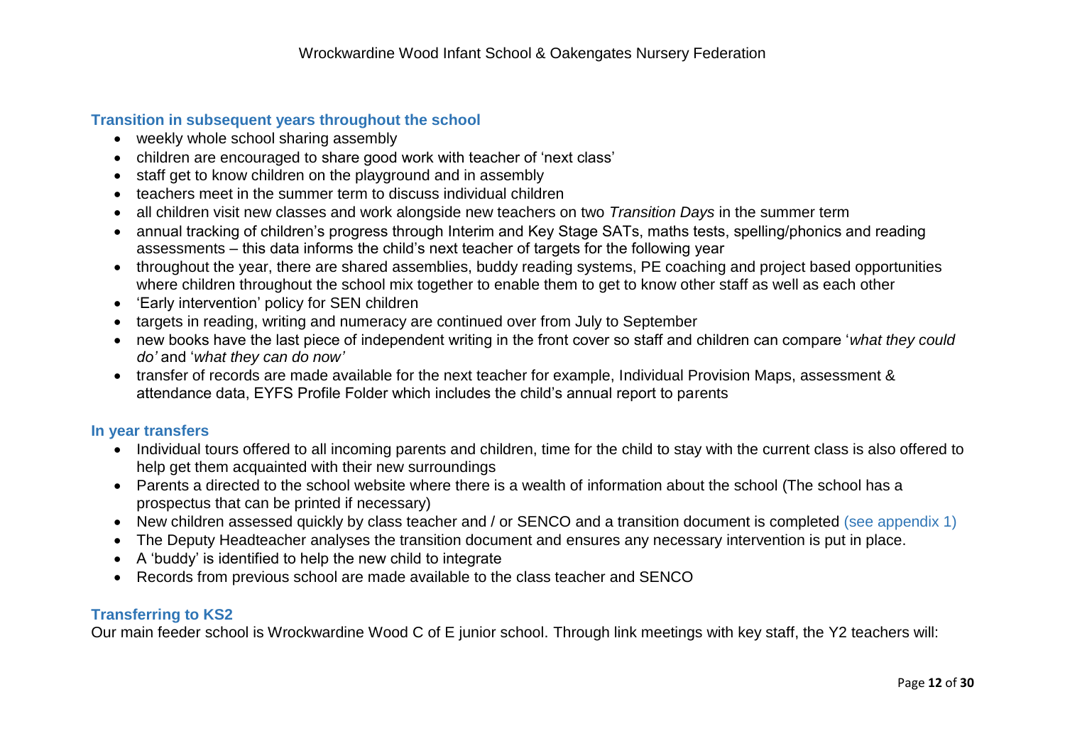## Transition in subsequent years throughout the school

- weekly whole school sharing assembly
- children are encouraged to share good work with teacher of 'next class'
- staff get to know children on the playground and in assembly
- teachers meet in the summer term to discuss individual children
- all children visit new classes and work alongside new teachers on two *Transition Days* in the summer term
- annual tracking of children's progress through Interim and Key Stage SATs, maths tests, spelling/phonics and reading assessments – this data informs the child's next teacher of targets for the following year
- throughout the year, there are shared assemblies, buddy reading systems, PE coaching and project based opportunities where children throughout the school mix together to enable them to get to know other staff as well as each other
- 'Early intervention' policy for SEN children
- targets in reading, writing and numeracy are continued over from July to September
- new books have the last piece of independent writing in the front cover so staff and children can compare '*what they could do'* and '*what they can do now'*
- transfer of records are made available for the next teacher for example, Individual Provision Maps, assessment & attendance data, EYFS Profile Folder which includes the child's annual report to parents

## In year transfers

- Individual tours offered to all incoming parents and children, time for the child to stay with the current class is also offered to help get them acquainted with their new surroundings
- Parents a directed to the school website where there is a wealth of information about the school (The school has a prospectus that can be printed if necessary)
- New children assessed quickly by class teacher and / or SENCO and a transition document is completed (see appendix 1)
- The Deputy Headteacher analyses the transition document and ensures any necessary intervention is put in place.
- A 'buddy' is identified to help the new child to integrate
- Records from previous school are made available to the class teacher and SENCO

## Transferring to KS2

Our main feeder school is Wrockwardine Wood C of E junior school. Through link meetings with key staff, the Y2 teachers will: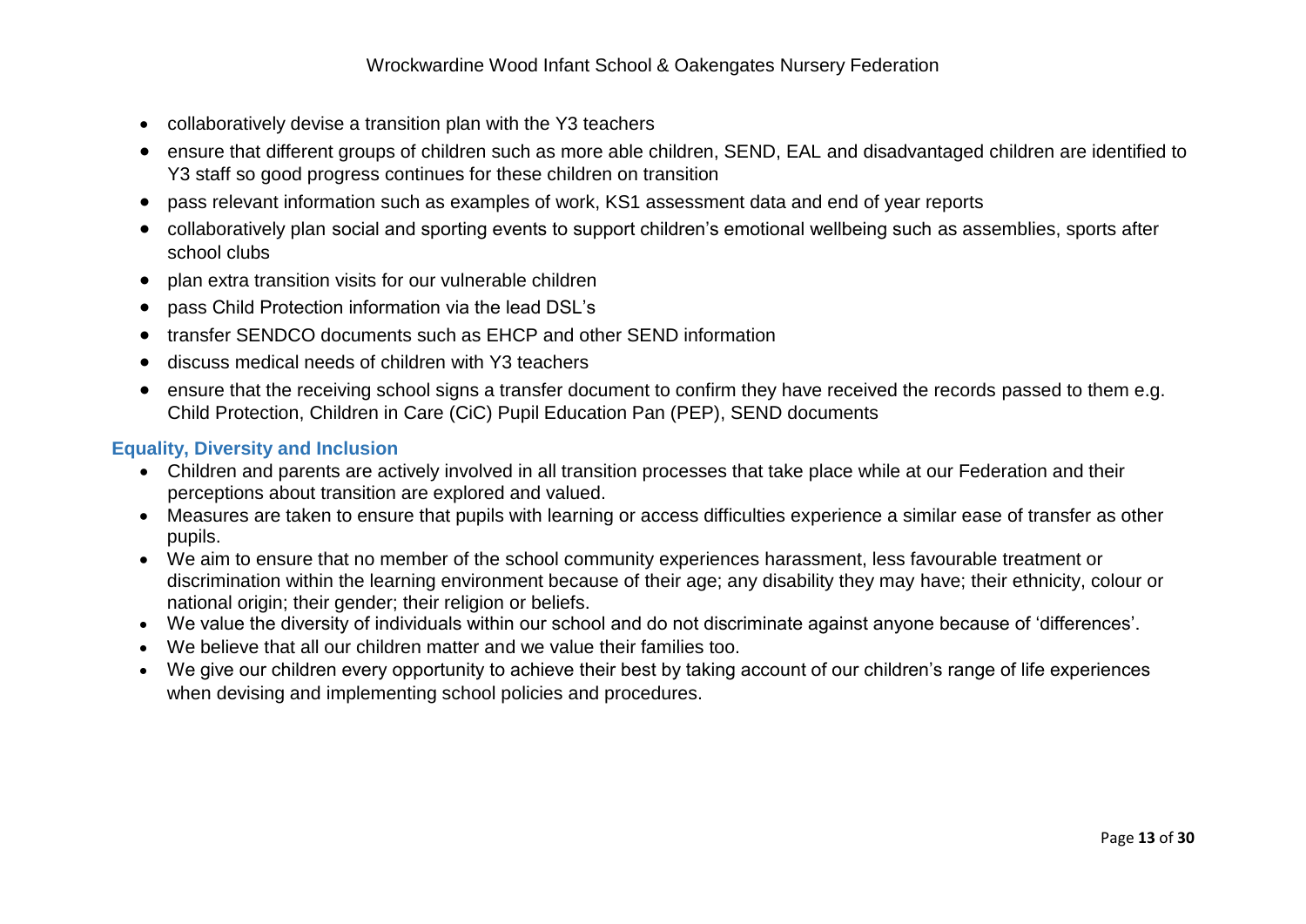- collaboratively devise a transition plan with the Y3 teachers
- ensure that different groups of children such as more able children, SEND, EAL and disadvantaged children are identified to Y3 staff so good progress continues for these children on transition
- pass relevant information such as examples of work, KS1 assessment data and end of year reports
- collaboratively plan social and sporting events to support children's emotional wellbeing such as assemblies, sports after school clubs
- plan extra transition visits for our vulnerable children
- pass Child Protection information via the lead DSL's
- transfer SENDCO documents such as EHCP and other SEND information
- discuss medical needs of children with Y3 teachers
- ensure that the receiving school signs a transfer document to confirm they have received the records passed to them e.g. Child Protection, Children in Care (CiC) Pupil Education Pan (PEP), SEND documents

## Equality, Diversity and Inclusion

- Children and parents are actively involved in all transition processes that take place while at our Federation and their perceptions about transition are explored and valued.
- Measures are taken to ensure that pupils with learning or access difficulties experience a similar ease of transfer as other pupils.
- We aim to ensure that no member of the school community experiences harassment, less favourable treatment or discrimination within the learning environment because of their age; any disability they may have; their ethnicity, colour or national origin; their gender; their religion or beliefs.
- We value the diversity of individuals within our school and do not discriminate against anyone because of 'differences'.
- We believe that all our children matter and we value their families too.
- We give our children every opportunity to achieve their best by taking account of our children's range of life experiences when devising and implementing school policies and procedures.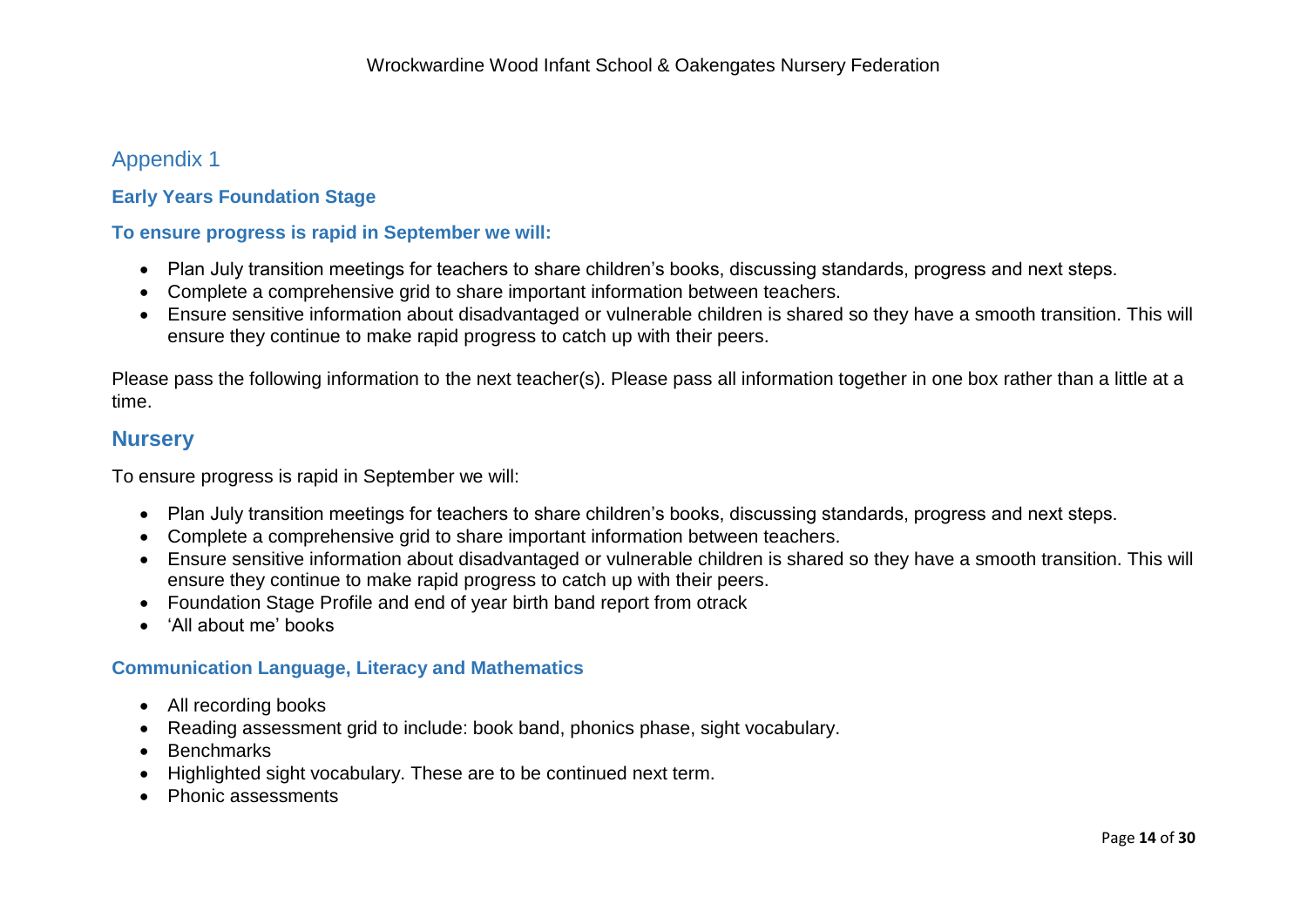## Appendix 1

### Early Years Foundation Stage

**To ensure progress is rapid in September we will:**

- Plan July transition meetings for teachers to share children's books, discussing standards, progress and next steps.
- Complete a comprehensive grid to share important information between teachers.
- Ensure sensitive information about disadvantaged or vulnerable children is shared so they have a smooth transition. This will ensure they continue to make rapid progress to catch up with their peers.

Please pass the following information to the next teacher(s). Please pass all information together in one box rather than a little at a time.

## Nursery

To ensure progress is rapid in September we will:

- Plan July transition meetings for teachers to share children's books, discussing standards, progress and next steps.
- Complete a comprehensive grid to share important information between teachers.
- Ensure sensitive information about disadvantaged or vulnerable children is shared so they have a smooth transition. This will ensure they continue to make rapid progress to catch up with their peers.
- Foundation Stage Profile and end of year birth band report from otrack
- 'All about me' books

### Communication Language, Literacy and Mathematics

- All recording books
- Reading assessment grid to include: book band, phonics phase, sight vocabulary.
- Benchmarks
- Highlighted sight vocabulary. These are to be continued next term.
- Phonic assessments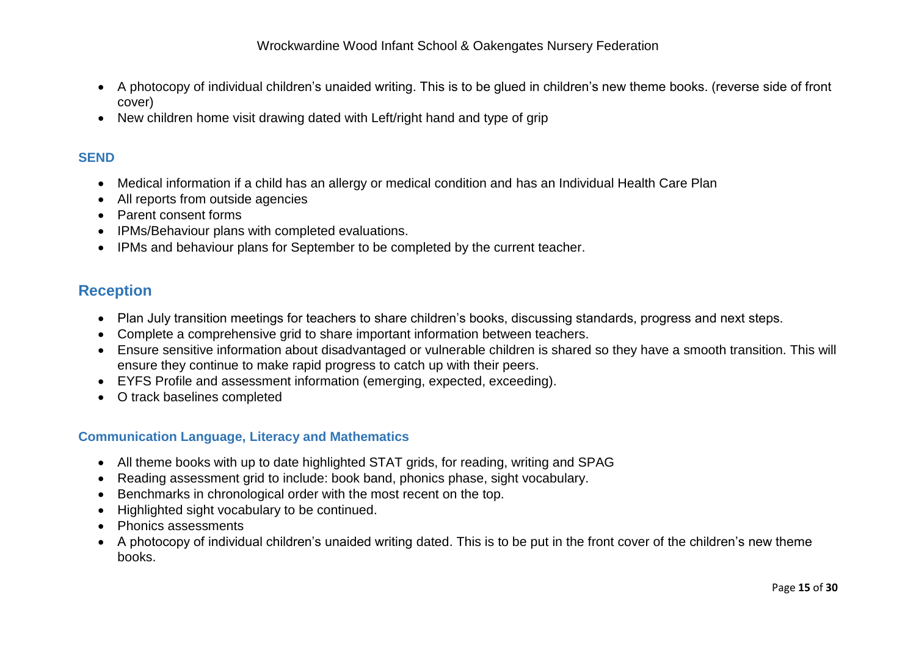- A photocopy of individual children's unaided writing. This is to be glued in children's new theme books. (reverse side of front cover)
- New children home visit drawing dated with Left/right hand and type of grip

### SEND

- Medical information if a child has an allergy or medical condition and has an Individual Health Care Plan
- All reports from outside agencies
- Parent consent forms
- IPMs/Behaviour plans with completed evaluations.
- IPMs and behaviour plans for September to be completed by the current teacher.

## Reception

- Plan July transition meetings for teachers to share children's books, discussing standards, progress and next steps.
- Complete a comprehensive grid to share important information between teachers.
- Ensure sensitive information about disadvantaged or vulnerable children is shared so they have a smooth transition. This will ensure they continue to make rapid progress to catch up with their peers.
- EYFS Profile and assessment information (emerging, expected, exceeding).
- O track baselines completed

### Communication Language, Literacy and Mathematics

- All theme books with up to date highlighted STAT grids, for reading, writing and SPAG
- Reading assessment grid to include: book band, phonics phase, sight vocabulary.
- Benchmarks in chronological order with the most recent on the top.
- Highlighted sight vocabulary to be continued.
- Phonics assessments
- A photocopy of individual children's unaided writing dated. This is to be put in the front cover of the children's new theme books.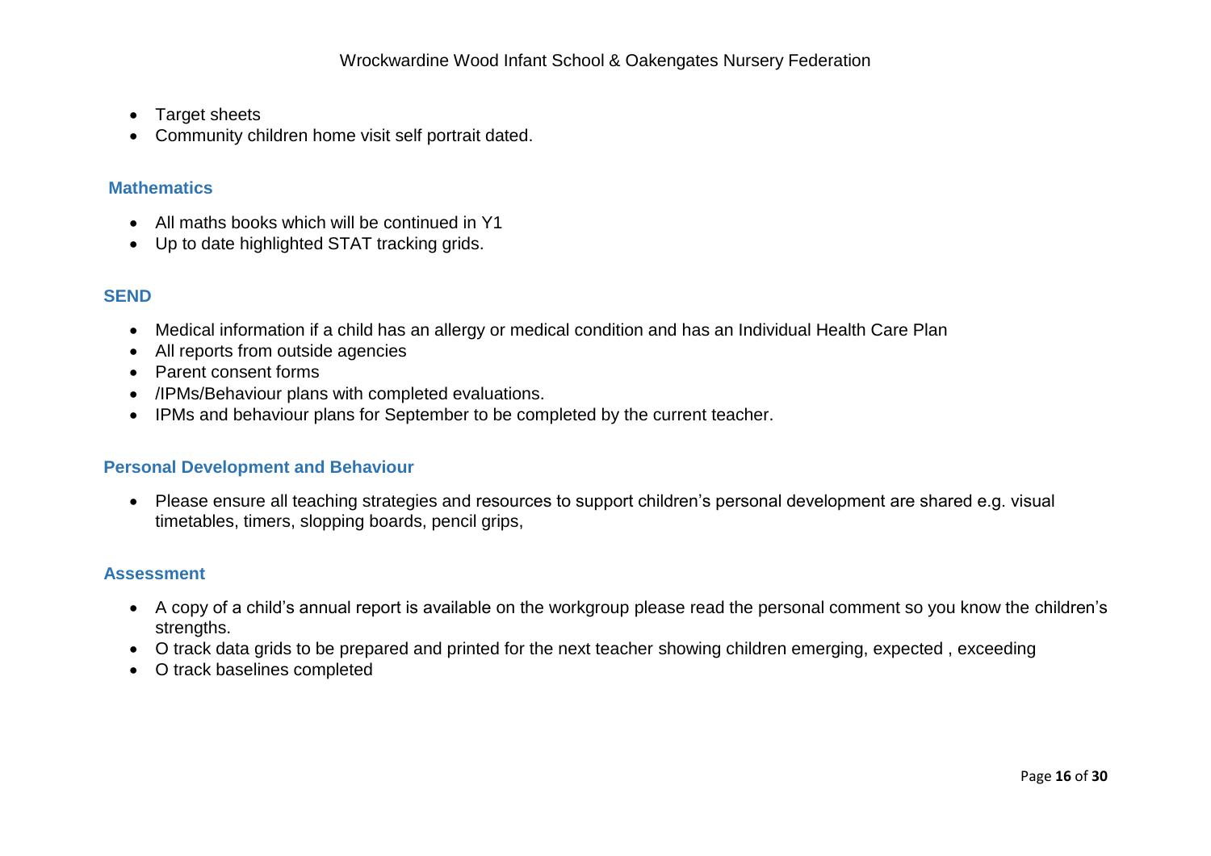- Target sheets
- Community children home visit self portrait dated.

### Mathematics

- All maths books which will be continued in Y1
- Up to date highlighted STAT tracking grids.

### SEND

- Medical information if a child has an allergy or medical condition and has an Individual Health Care Plan
- All reports from outside agencies
- Parent consent forms
- /IPMs/Behaviour plans with completed evaluations.
- IPMs and behaviour plans for September to be completed by the current teacher.

### Personal Development and Behaviour

- Please ensure all teaching strategies and resources to support children's personal development are shared e.g. visual timetables, timers, slopping boards, pencil grips,

### Assessment

- A copy of a child's annual report is available on the workgroup please read the personal comment so you know the children's strengths.
- O track data grids to be prepared and printed for the next teacher showing children emerging, expected , exceeding
- O track baselines completed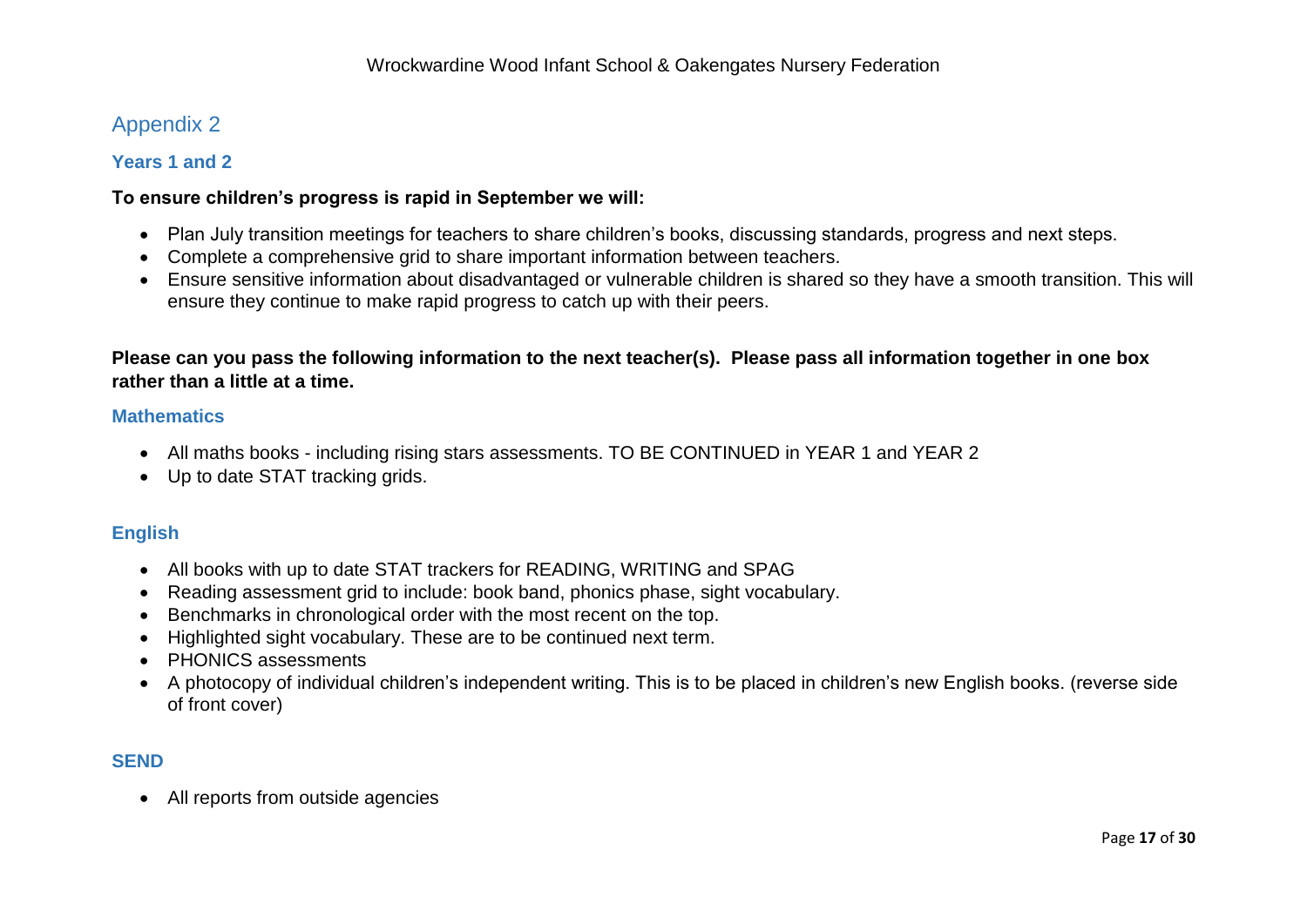## Appendix 2

### Years 1 and 2

**To ensure children's progress is rapid in September we will:**

- Plan July transition meetings for teachers to share children's books, discussing standards, progress and next steps.
- Complete a comprehensive grid to share important information between teachers.
- Ensure sensitive information about disadvantaged or vulnerable children is shared so they have a smooth transition. This will ensure they continue to make rapid progress to catch up with their peers.

**Please can you pass the following information to the next teacher(s). Please pass all information together in one box rather than a little at a time.**

### Mathematics

- All maths books - including rising stars assessments. TO BE CONTINUED in YEAR 1 and YEAR 2
- Up to date STAT tracking grids.

### English

- All books with up to date STAT trackers for READING, WRITING and SPAG
- Reading assessment grid to include: book band, phonics phase, sight vocabulary.
- Benchmarks in chronological order with the most recent on the top.
- Highlighted sight vocabulary. These are to be continued next term.
- PHONICS assessments
- A photocopy of individual children's independent writing. This is to be placed in children's new English books. (reverse side of front cover)

### SEND

- All reports from outside agencies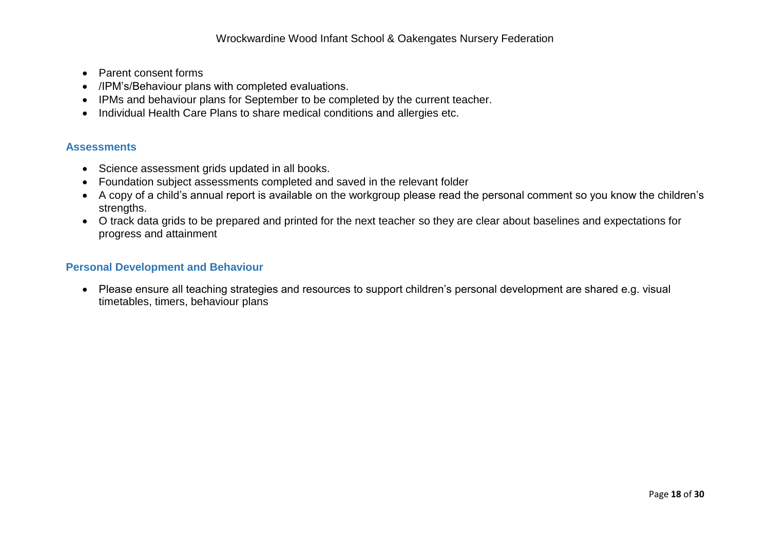- Parent consent forms
- /IPM's/Behaviour plans with completed evaluations.
- IPMs and behaviour plans for September to be completed by the current teacher.
- Individual Health Care Plans to share medical conditions and allergies etc.

### Assessments

- Science assessment grids updated in all books.
- Foundation subject assessments completed and saved in the relevant folder
- A copy of a child's annual report is available on the workgroup please read the personal comment so you know the children's strengths.
- O track data grids to be prepared and printed for the next teacher so they are clear about baselines and expectations for progress and attainment

### Personal Development and Behaviour

- Please ensure all teaching strategies and resources to support children's personal development are shared e.g. visual timetables, timers, behaviour plans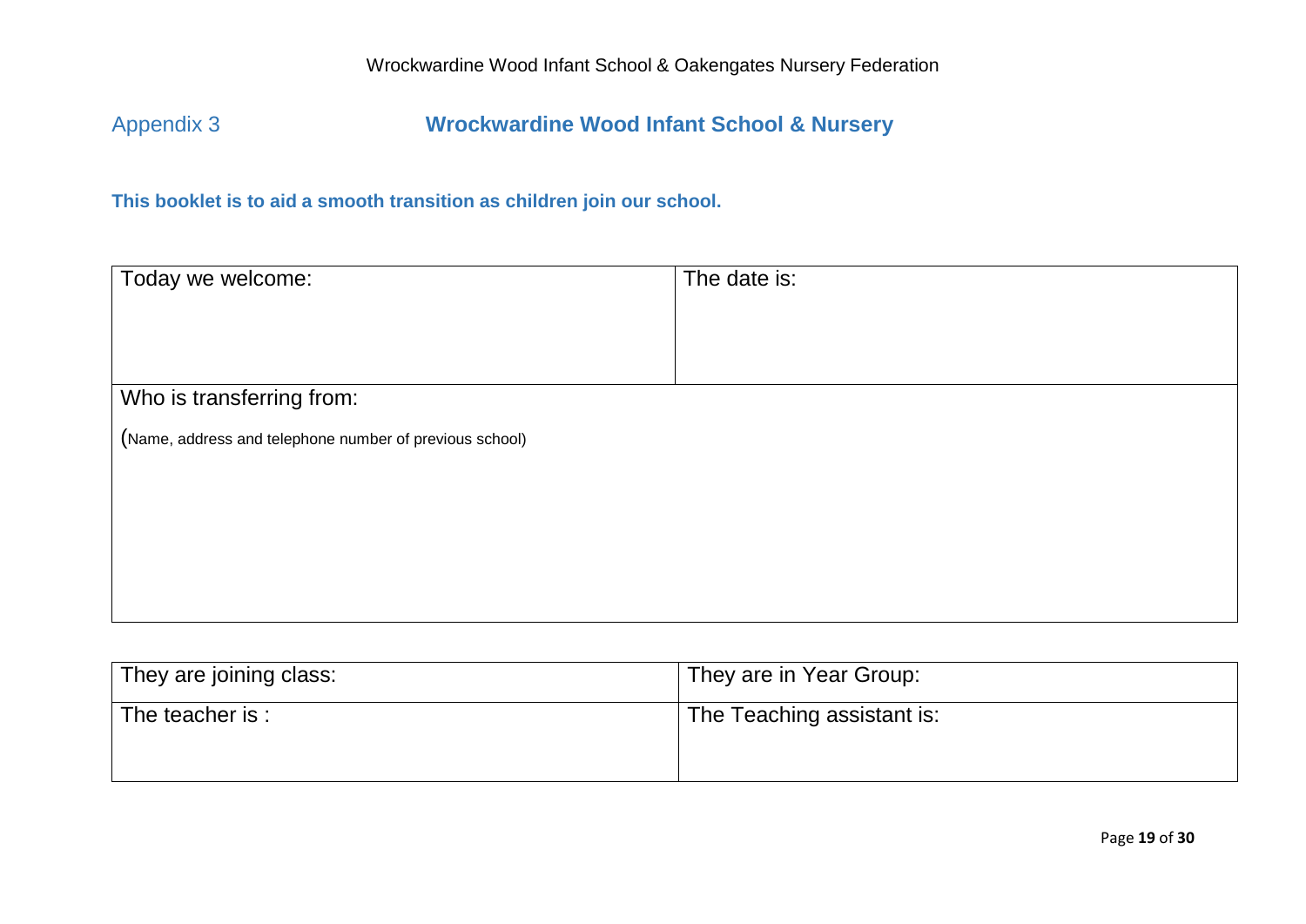Appendix 3

## Wrockwardine Wood Infant School & Nursery

**This booklet is to aid a smooth transition as children join our school.**

| Today we welcome: | The date is: |
|---|---|
| Who is transferring from:<br>(Name, address and telephone number of previous school) | |

| They are joining class: | They are in Year Group: |
|---|---|
| The teacher is : | The Teaching assistant is: |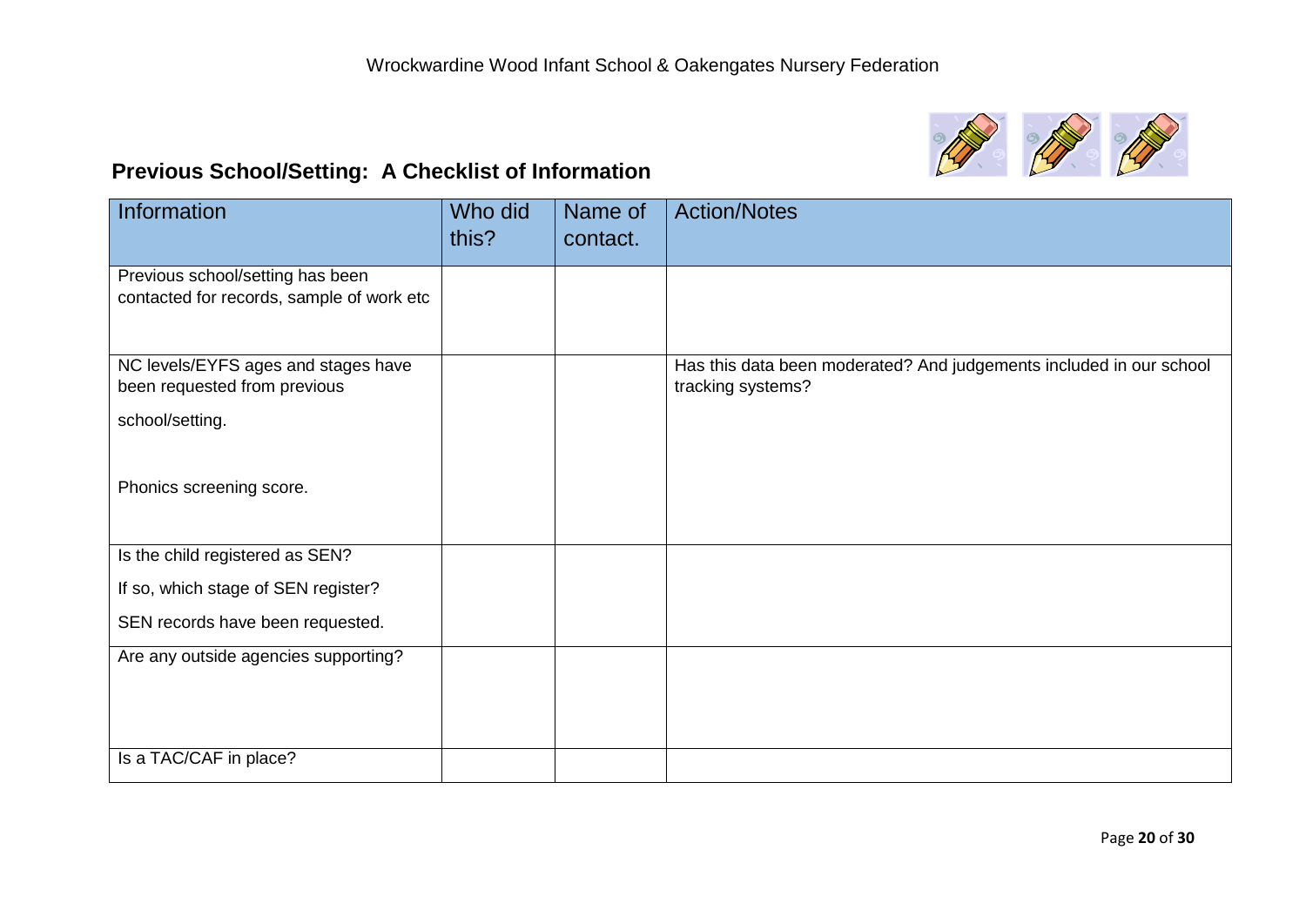## Previous School/Setting: A Checklist of Information

| Information | Who did this? | Name of contact. | Action/Notes |
|---|---|---|---|
| Previous school/setting has been contacted for records, sample of work etc | | | |
| NC levels/EYFS ages and stages have been requested from previous school/setting.<br><br>Phonics screening score. | | | Has this data been moderated? And judgements included in our school tracking systems? |
| Is the child registered as SEN?<br>If so, which stage of SEN register?<br>SEN records have been requested. | | | |
| Are any outside agencies supporting? | | | |
| Is a TAC/CAF in place? | | | |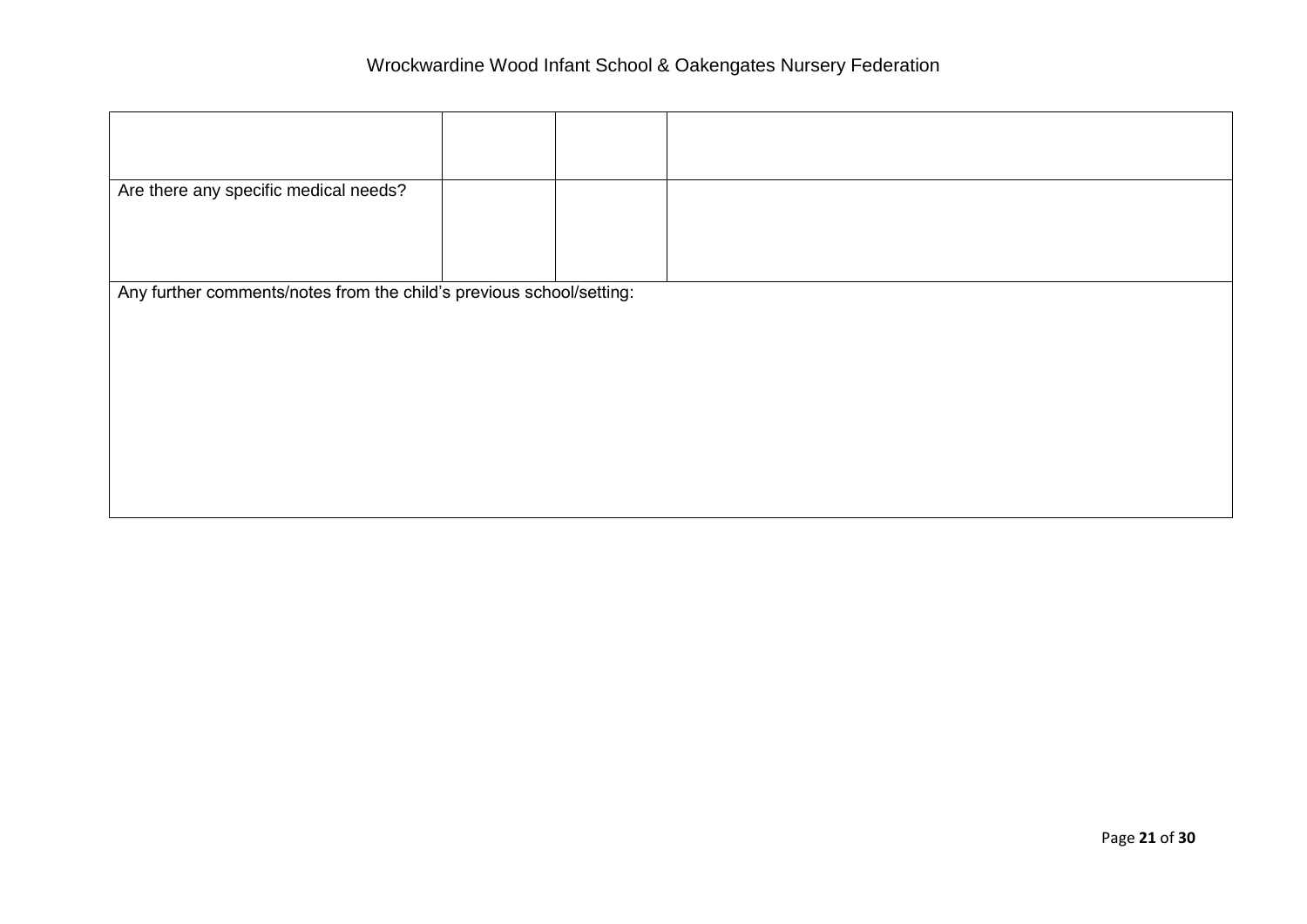| | | | |
|---|---|---|---|
| | | | |
| Are there any specific medical needs? | | | |
| Any further comments/notes from the child's previous school/setting: | | | |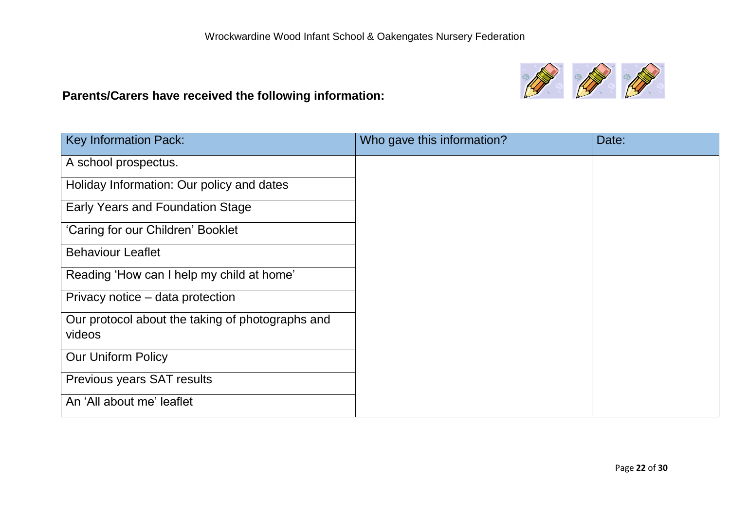**Parents/Carers have received the following information:**

| Key Information Pack: | Who gave this information? | Date: |
| --- | --- | --- |
| A school prospectus. | | |
| Holiday Information: Our policy and dates | | |
| Early Years and Foundation Stage | | |
| 'Caring for our Children' Booklet | | |
| Behaviour Leaflet | | |
| Reading 'How can I help my child at home' | | |
| Privacy notice – data protection | | |
| Our protocol about the taking of photographs and videos | | |
| Our Uniform Policy | | |
| Previous years SAT results | | |
| An 'All about me' leaflet | | |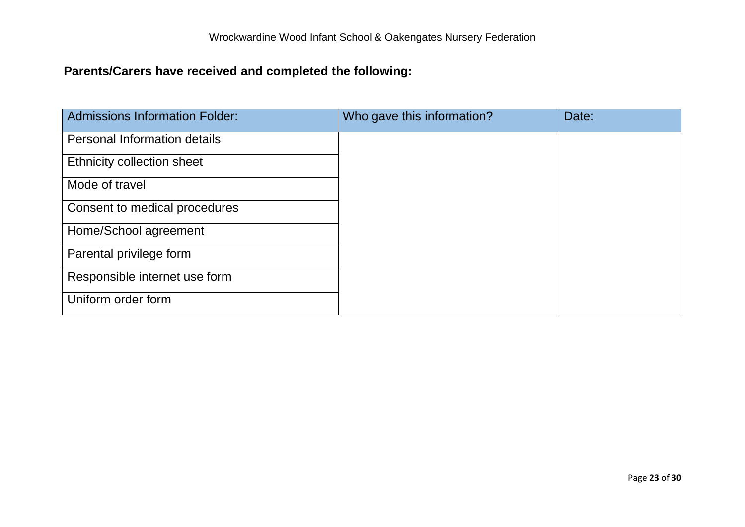**Parents/Carers have received and completed the following:**

| Admissions Information Folder: | Who gave this information? | Date: |
|---|---|---|
| Personal Information details | | |
| Ethnicity collection sheet | | |
| Mode of travel | | |
| Consent to medical procedures | | |
| Home/School agreement | | |
| Parental privilege form | | |
| Responsible internet use form | | |
| Uniform order form | | |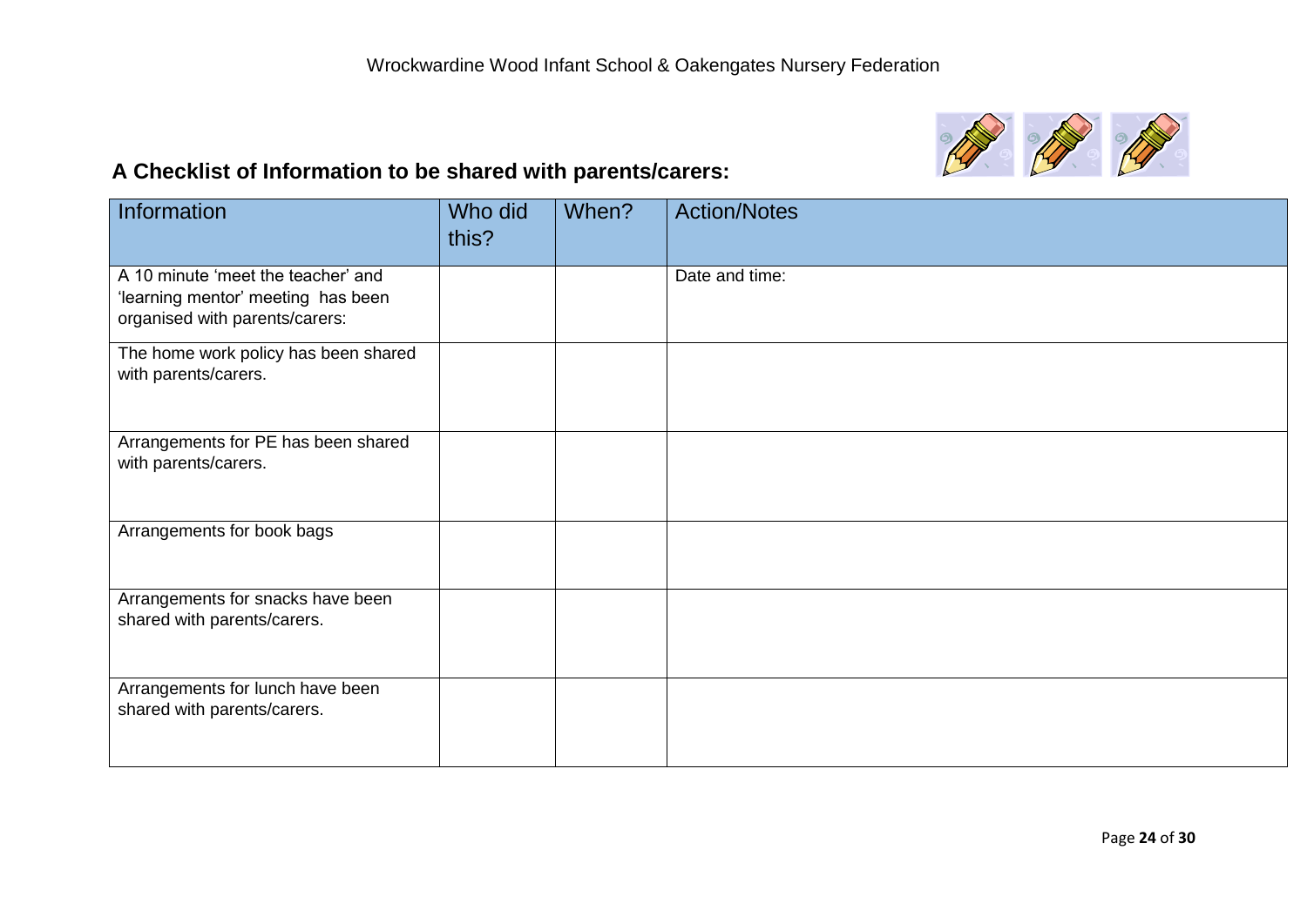## A Checklist of Information to be shared with parents/carers:

| Information | Who did this? | When? | Action/Notes |
|---|---|---|---|
| A 10 minute 'meet the teacher' and 'learning mentor' meeting has been organised with parents/carers: | | | Date and time: |
| The home work policy has been shared with parents/carers. | | | |
| Arrangements for PE has been shared with parents/carers. | | | |
| Arrangements for book bags | | | |
| Arrangements for snacks have been shared with parents/carers. | | | |
| Arrangements for lunch have been shared with parents/carers. | | | |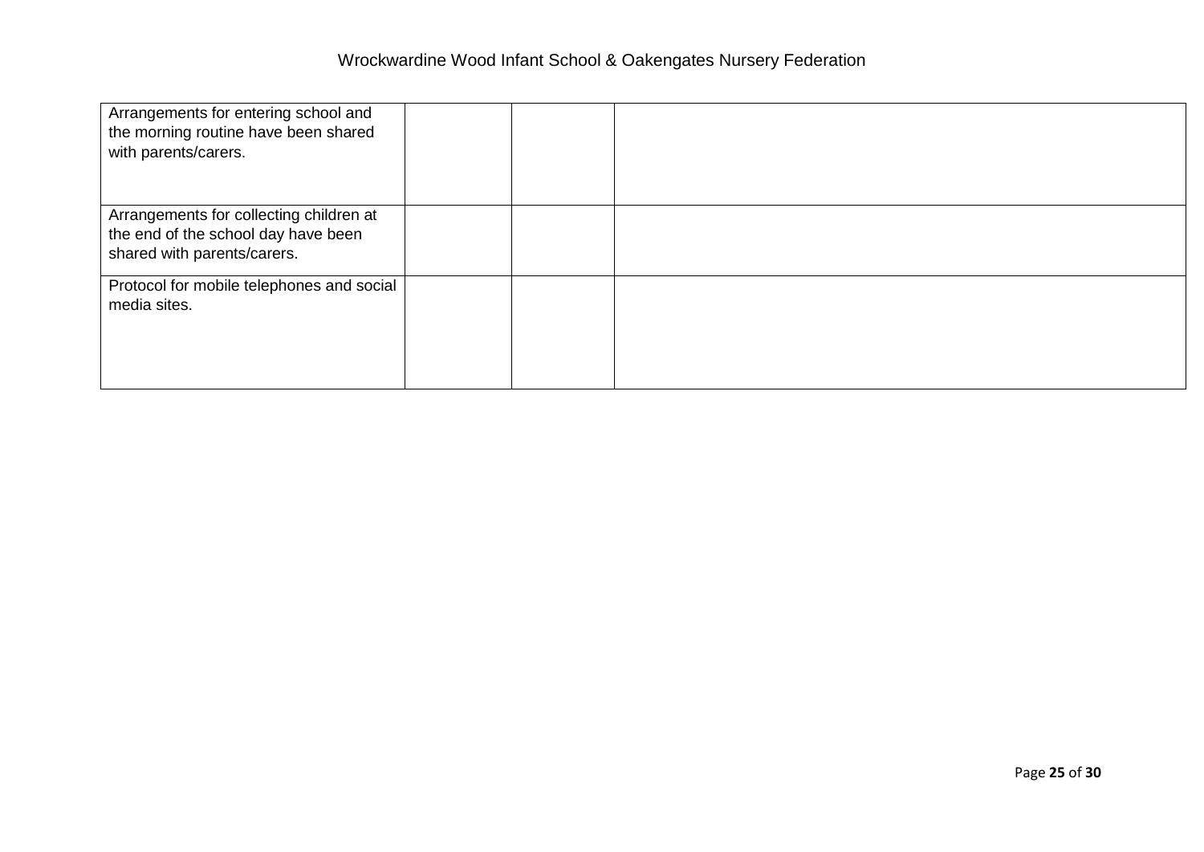| | | | |
|---|---|---|---|
| Arrangements for entering school and the morning routine have been shared with parents/carers. | | | |
| Arrangements for collecting children at the end of the school day have been shared with parents/carers. | | | |
| Protocol for mobile telephones and social media sites. | | | |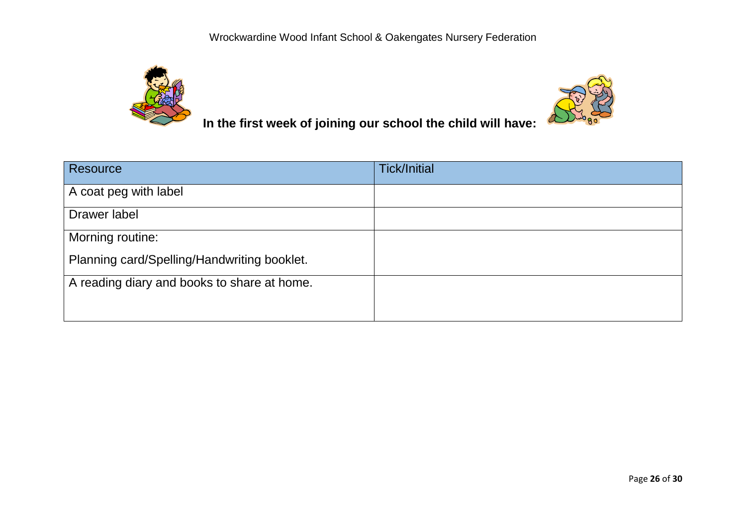**In the first week of joining our school the child will have:**

| Resource | Tick/Initial |
| --- | --- |
| A coat peg with label | |
| Drawer label | |
| Morning routine:<br><br>Planning card/Spelling/Handwriting booklet. | |
| A reading diary and books to share at home. | |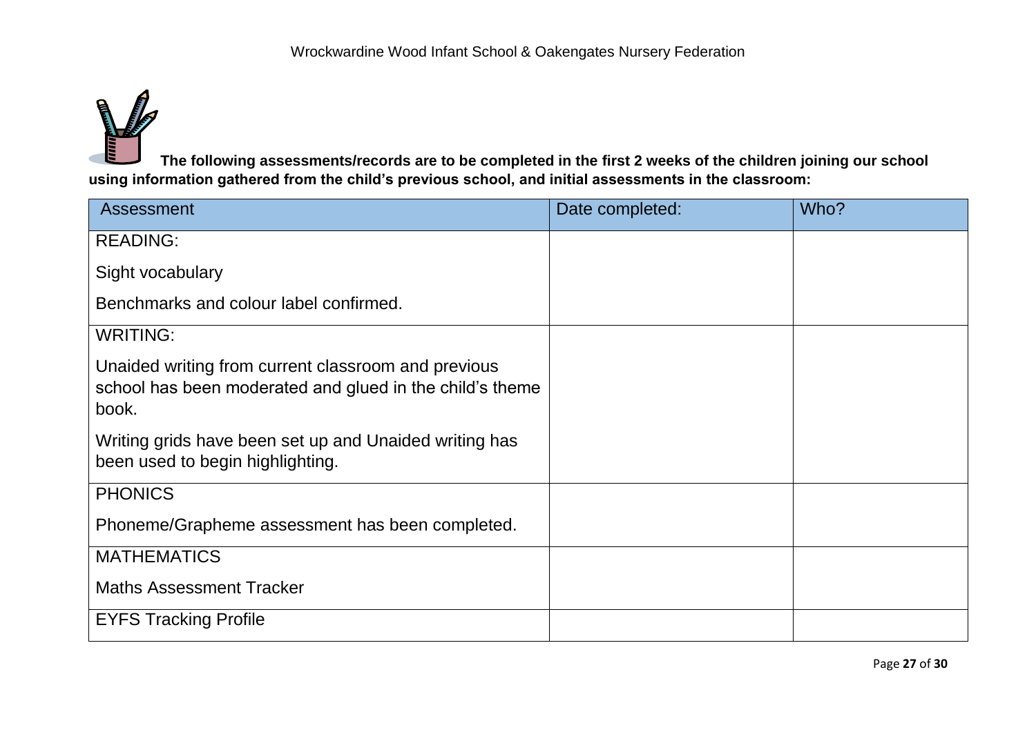**The following assessments/records are to be completed in the first 2 weeks of the children joining our school using information gathered from the child's previous school, and initial assessments in the classroom:**

| Assessment | Date completed: | Who? |
| --- | --- | --- |
| READING:<br><br>Sight vocabulary<br><br>Benchmarks and colour label confirmed. | | |
| WRITING:<br><br>Unaided writing from current classroom and previous school has been moderated and glued in the child's theme book.<br><br>Writing grids have been set up and Unaided writing has been used to begin highlighting. | | |
| PHONICS<br><br>Phoneme/Grapheme assessment has been completed. | | |
| MATHEMATICS<br><br>Maths Assessment Tracker | | |
| EYFS Tracking Profile | | |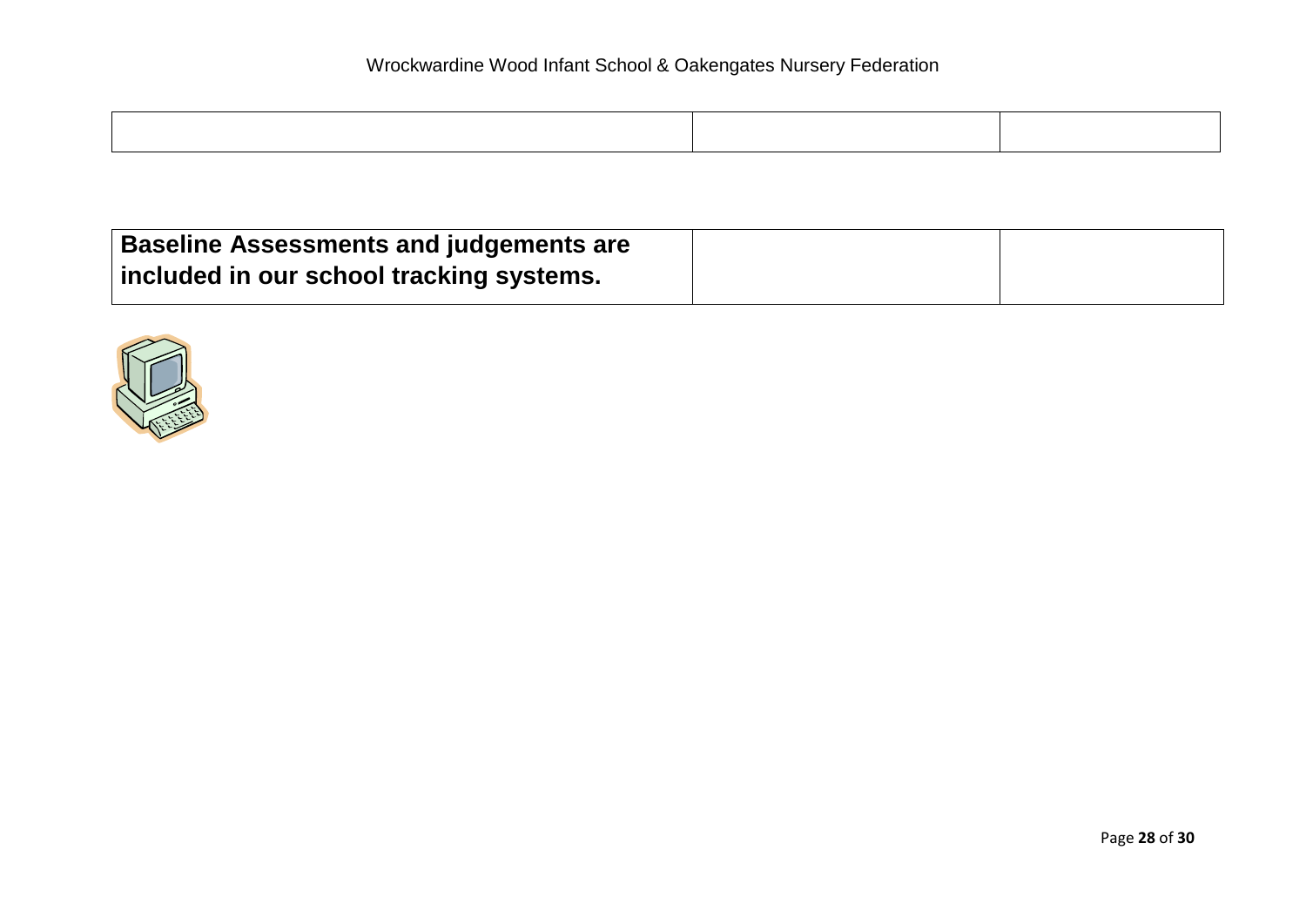| | | |
|---|---|---|
| | | |

| | | |
|---|---|---|
| **Baseline Assessments and judgements are included in our school tracking systems.** | | |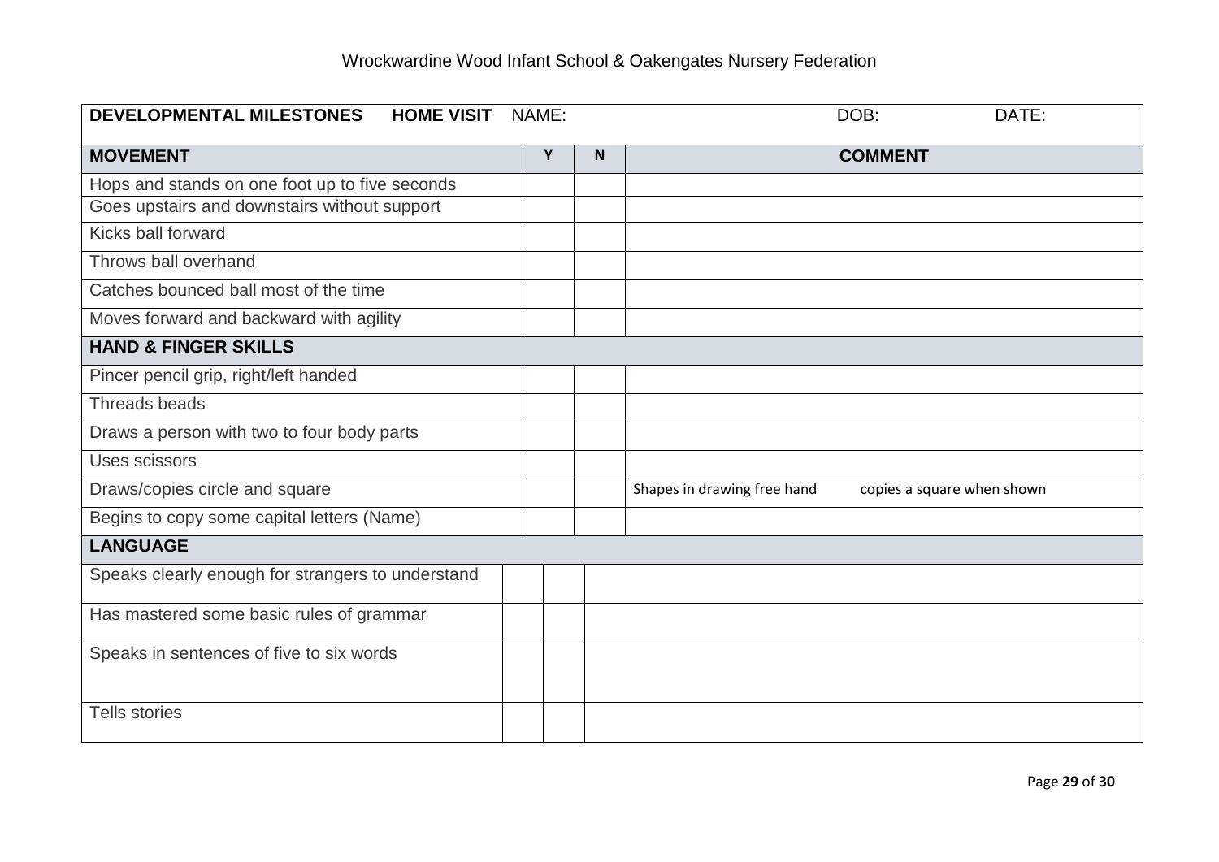| **DEVELOPMENTAL MILESTONES HOME VISIT** NAME: | | | DOB: DATE: |
|---|---|---|---|
| **MOVEMENT** | **Y** | **N** | **COMMENT** |
| Hops and stands on one foot up to five seconds | | | |
| Goes upstairs and downstairs without support | | | |
| Kicks ball forward | | | |
| Throws ball overhand | | | |
| Catches bounced ball most of the time | | | |
| Moves forward and backward with agility | | | |
| **HAND & FINGER SKILLS** | | | |
| Pincer pencil grip, right/left handed | | | |
| Threads beads | | | |
| Draws a person with two to four body parts | | | |
| Uses scissors | | | |
| Draws/copies circle and square | | | Shapes in drawing free hand copies a square when shown |
| Begins to copy some capital letters (Name) | | | |
| **LANGUAGE** | | | |
| Speaks clearly enough for strangers to understand | | | |
| Has mastered some basic rules of grammar | | | |
| Speaks in sentences of five to six words | | | |
| Tells stories | | | |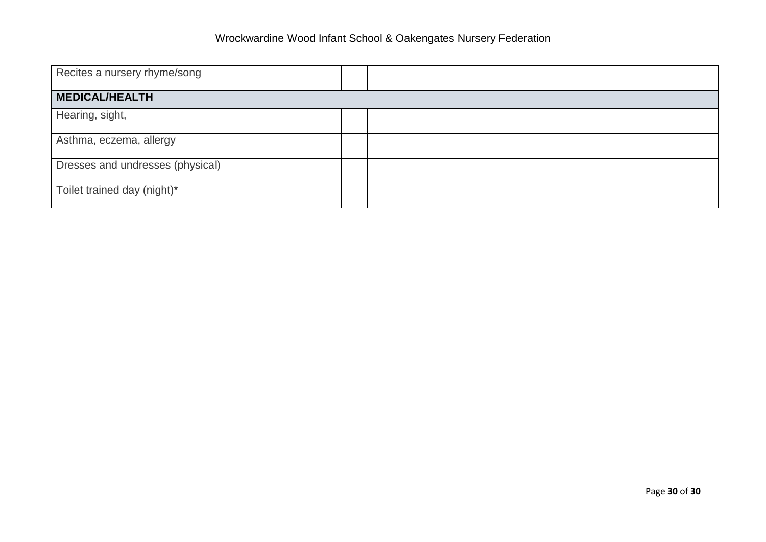| | | | |
|---|---|---|---|
| Recites a nursery rhyme/song | | | |
| **MEDICAL/HEALTH** | | | |
| Hearing, sight, | | | |
| Asthma, eczema, allergy | | | |
| Dresses and undresses (physical) | | | |
| Toilet trained day (night)* | | | |